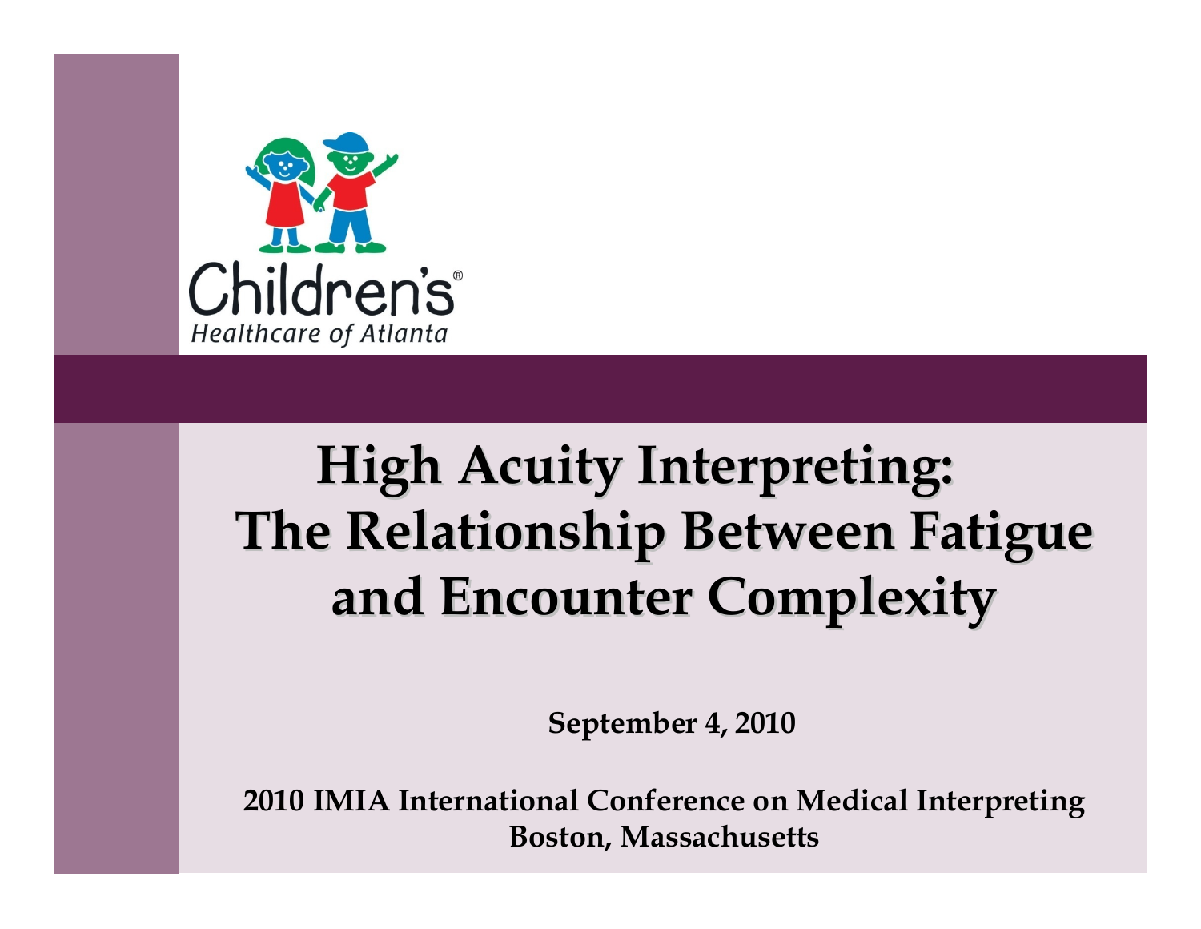Children's®
*Healthcare of Atlanta*

# High Acuity Interpreting: The Relationship Between Fatigue and Encounter Complexity

**September 4, 2010**

**2010 IMIA International Conference on Medical Interpreting**
**Boston, Massachusetts**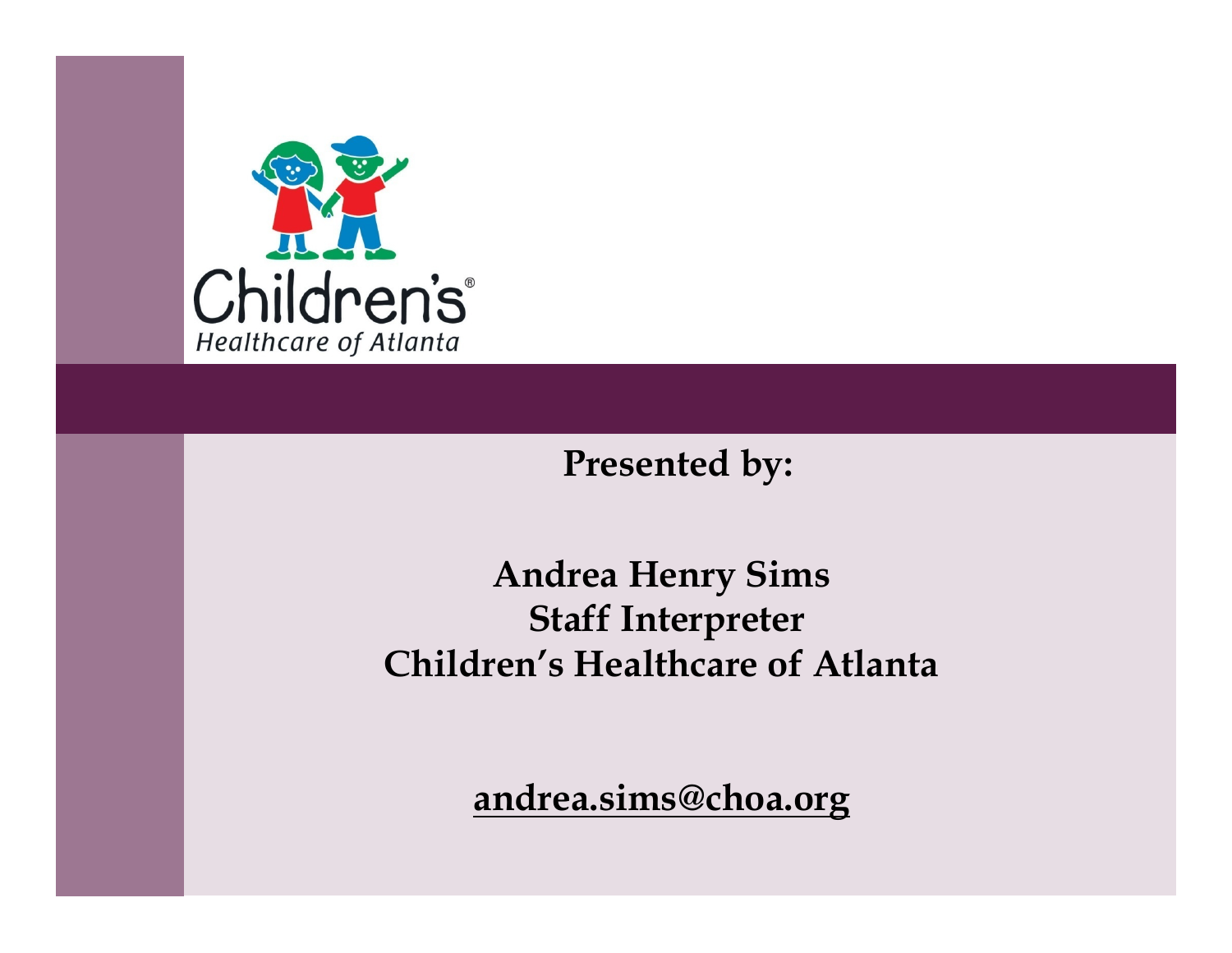Children's Healthcare of Atlanta

**Presented by:**

**Andrea Henry Sims**
**Staff Interpreter**
**Children's Healthcare of Atlanta**

**andrea.sims@choa.org**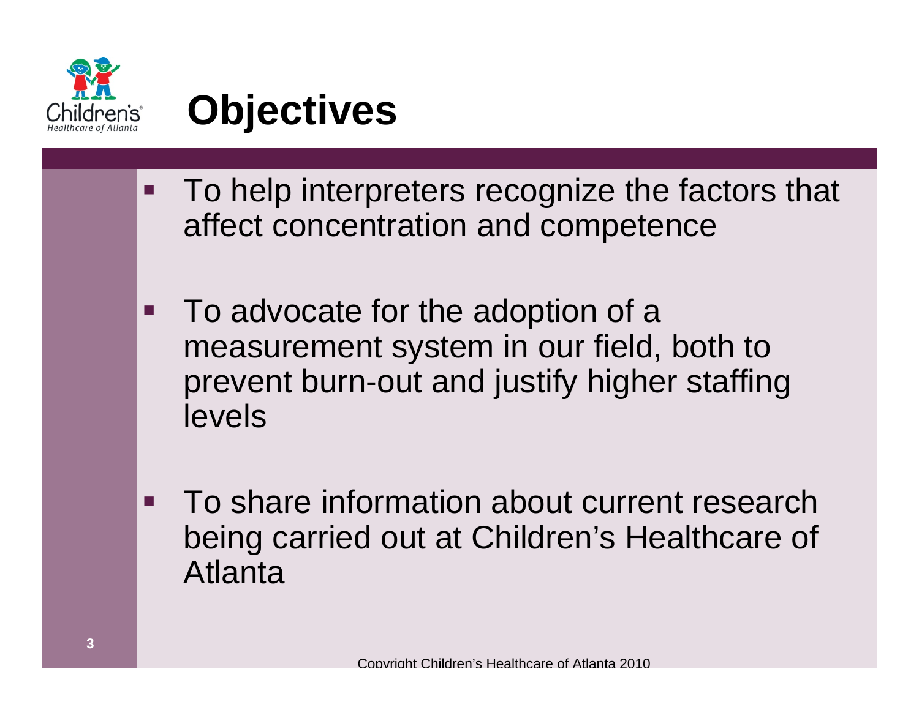# Objectives

- To help interpreters recognize the factors that affect concentration and competence
- To advocate for the adoption of a measurement system in our field, both to prevent burn-out and justify higher staffing levels
- To share information about current research being carried out at Children's Healthcare of Atlanta

Copyright Children's Healthcare of Atlanta 2010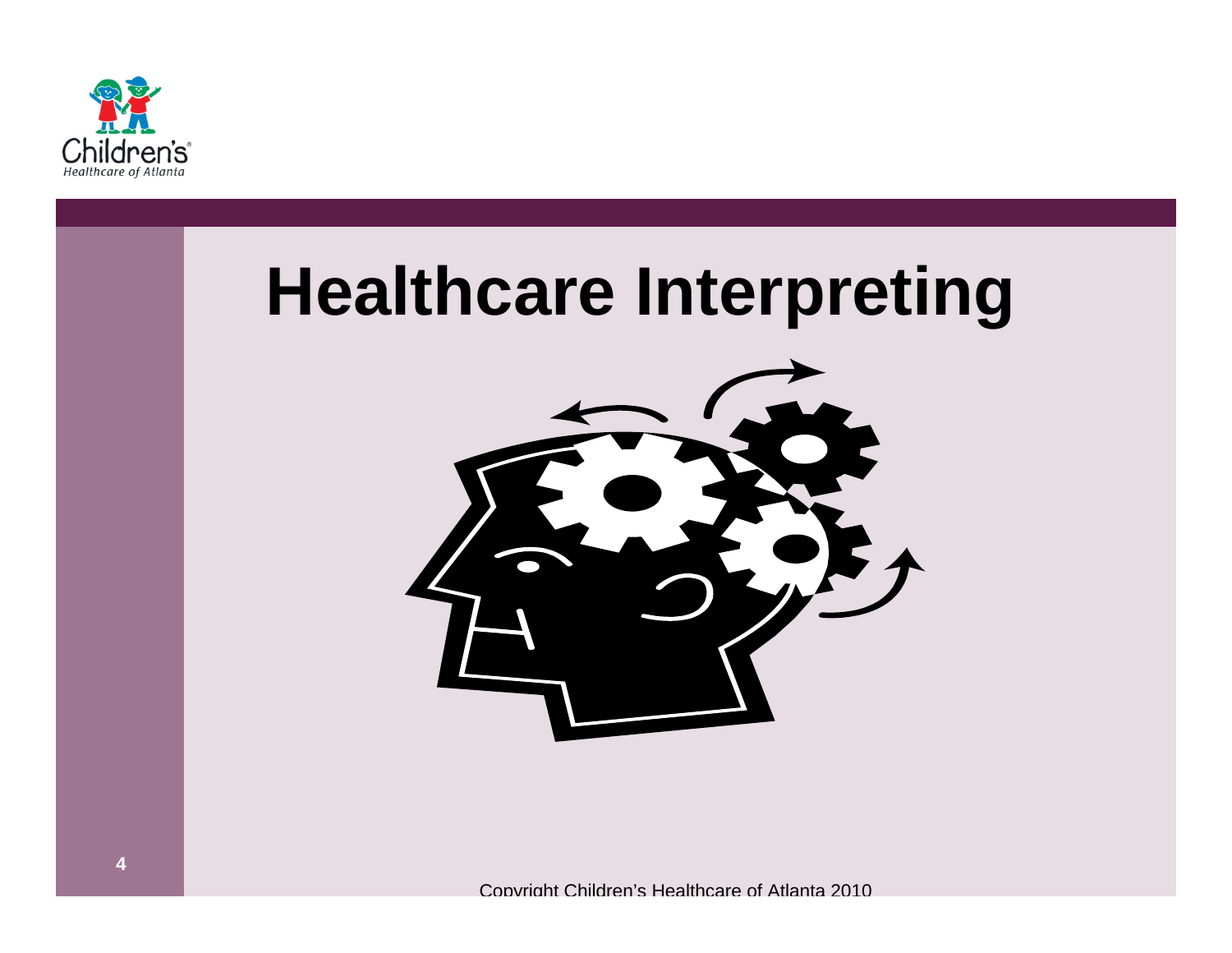# Healthcare Interpreting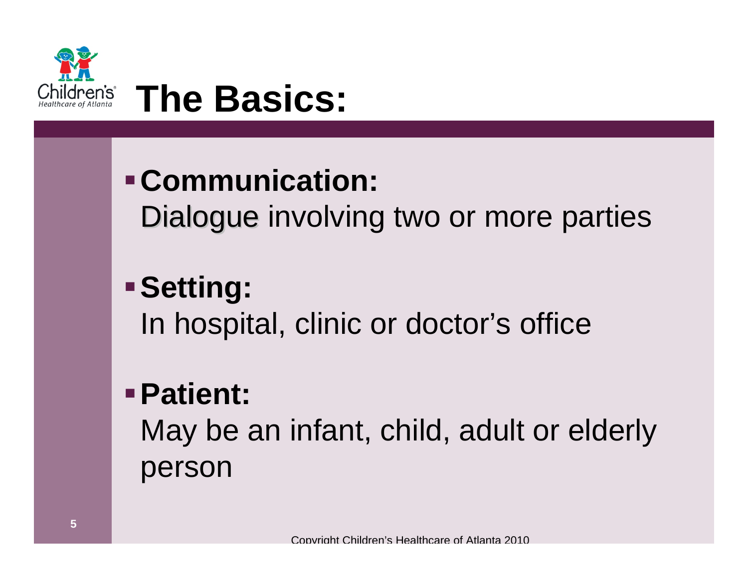# The Basics:

- **Communication:**
  Dialogue involving two or more parties

- **Setting:**
  In hospital, clinic or doctor's office

- **Patient:**
  May be an infant, child, adult or elderly person

Copyright Children's Healthcare of Atlanta 2010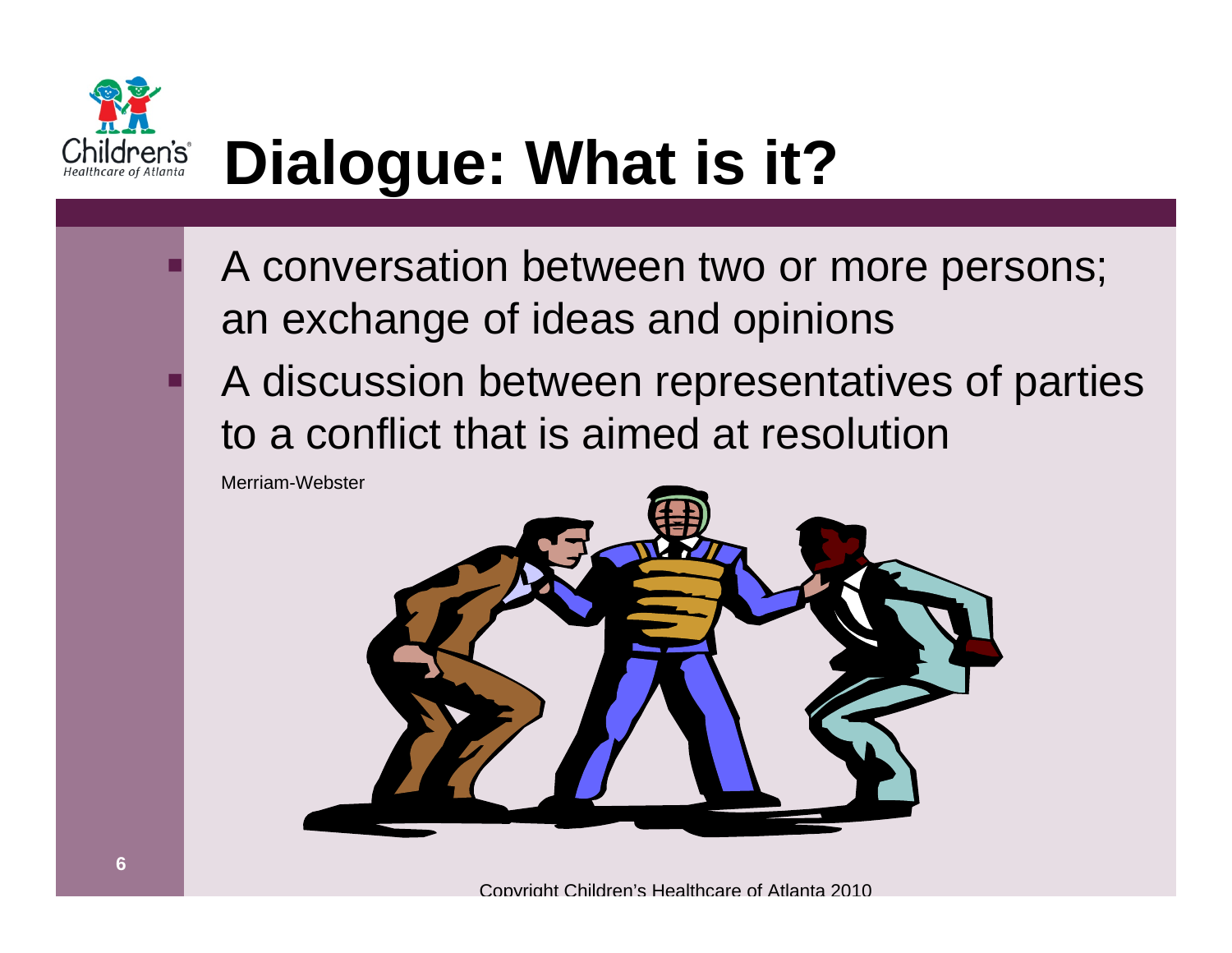# Dialogue: What is it?

- A conversation between two or more persons; an exchange of ideas and opinions
- A discussion between representatives of parties to a conflict that is aimed at resolution

Merriam-Webster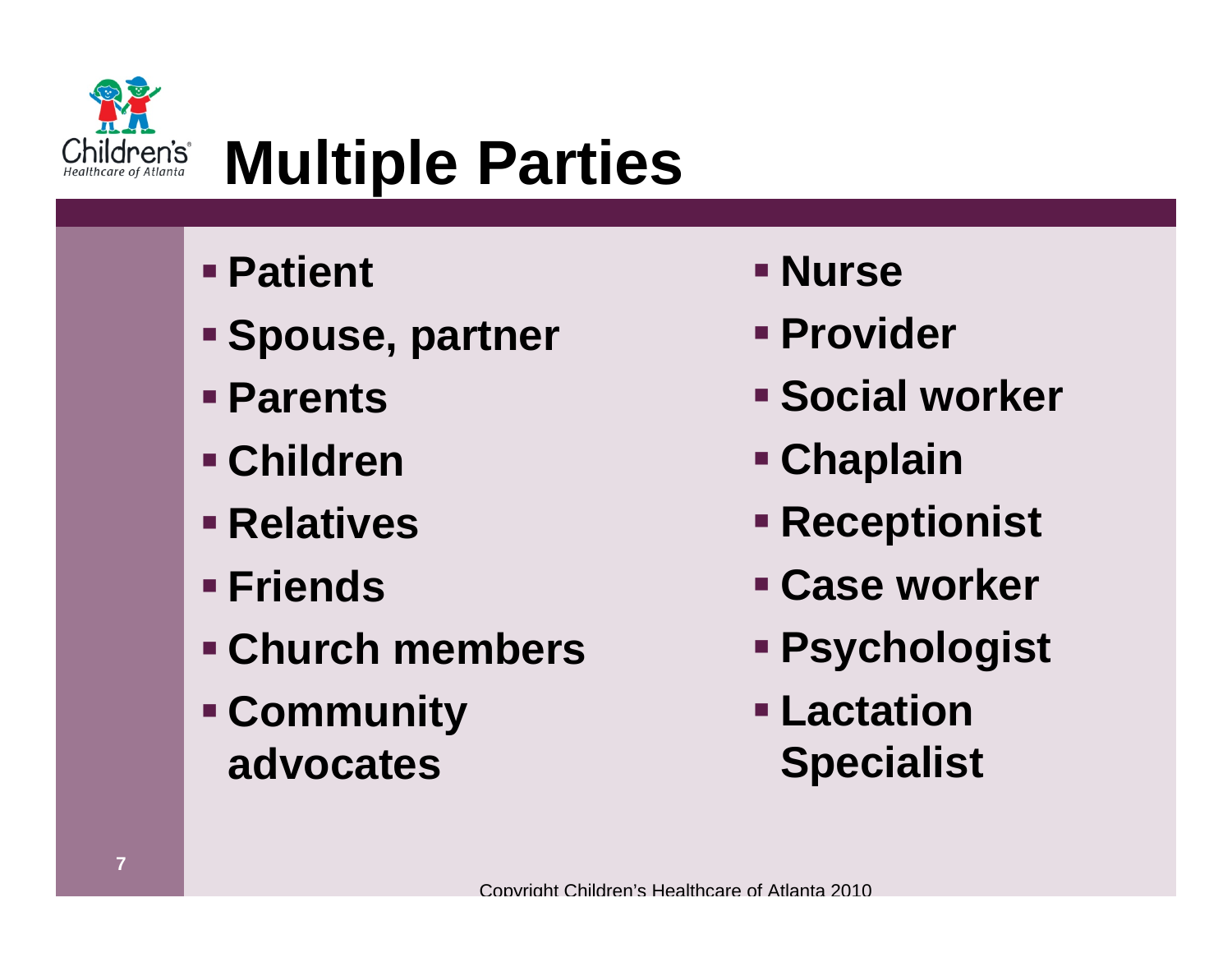# Multiple Parties

- Patient
- Spouse, partner
- Parents
- Children
- Relatives
- Friends
- Church members
- Community advocates

- Nurse
- Provider
- Social worker
- Chaplain
- Receptionist
- Case worker
- Psychologist
- Lactation Specialist

Copyright Children's Healthcare of Atlanta 2010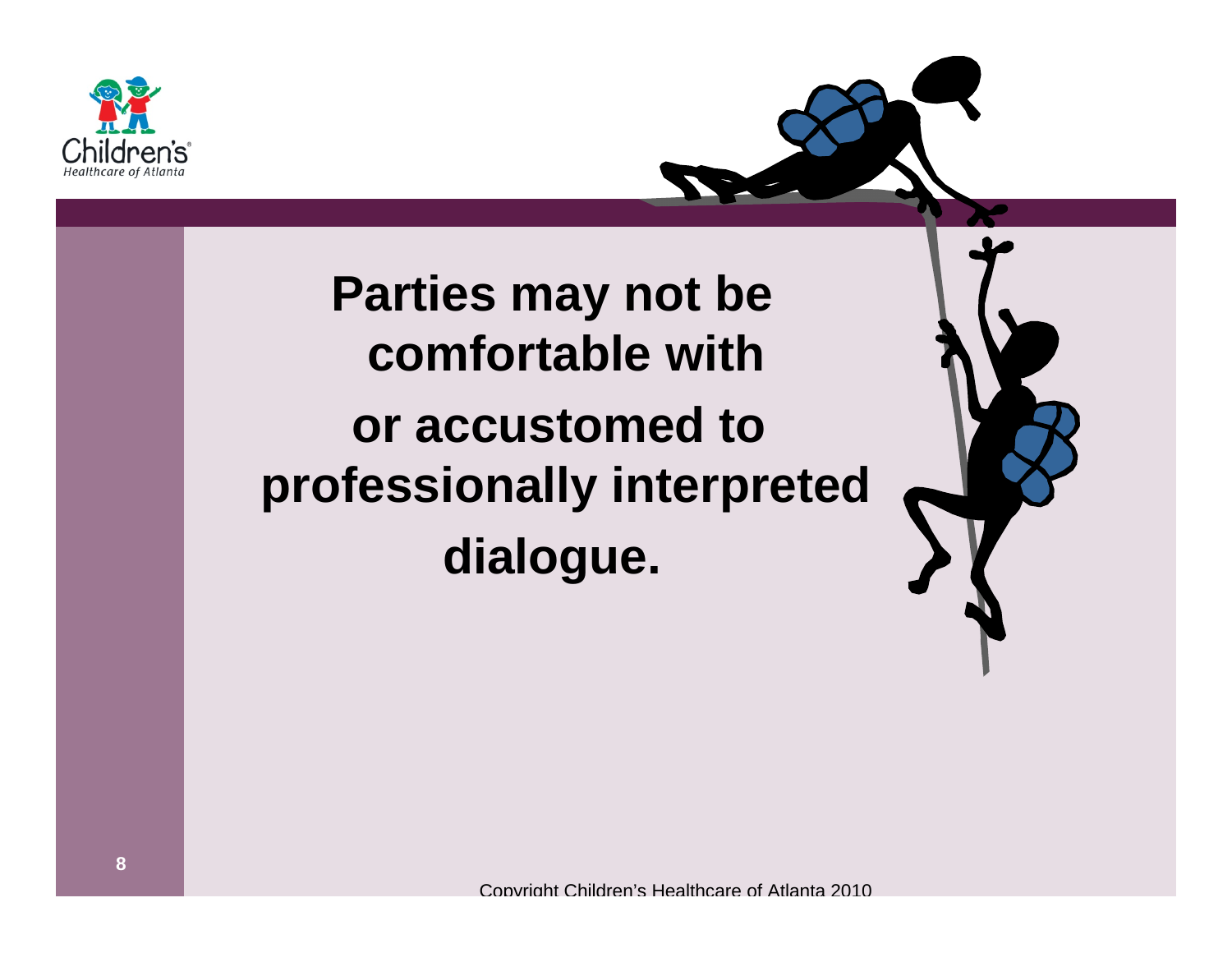**Parties may not be comfortable with or accustomed to professionally interpreted dialogue.**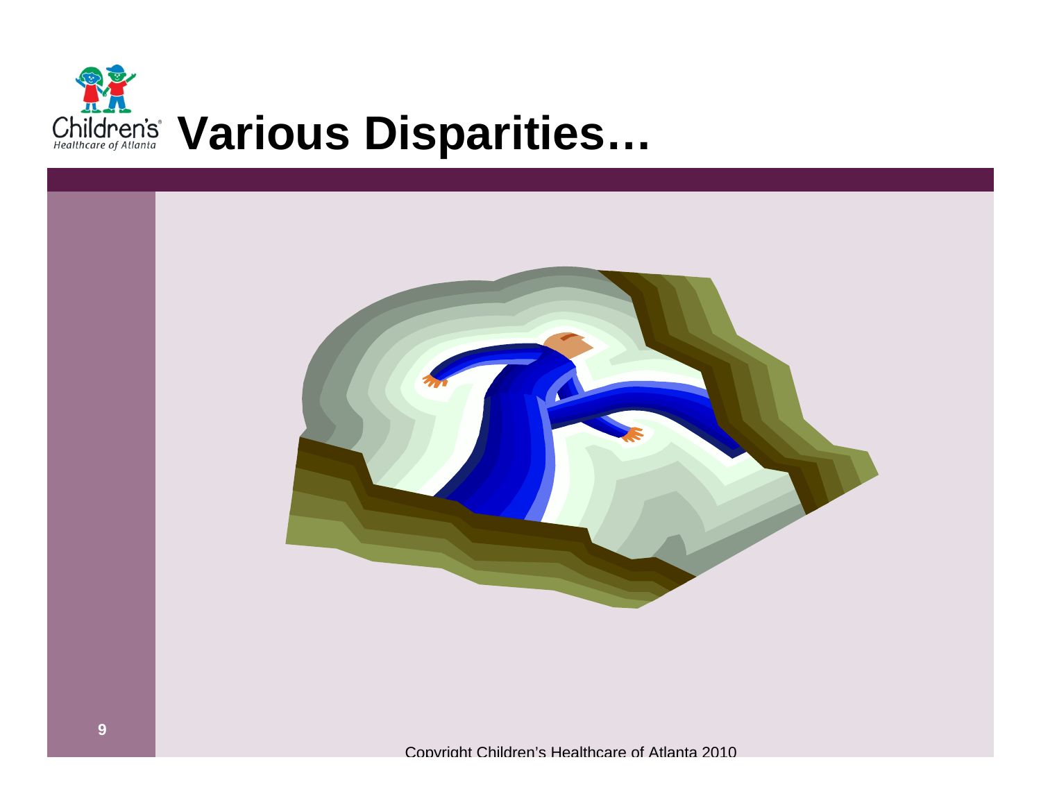# Various Disparities…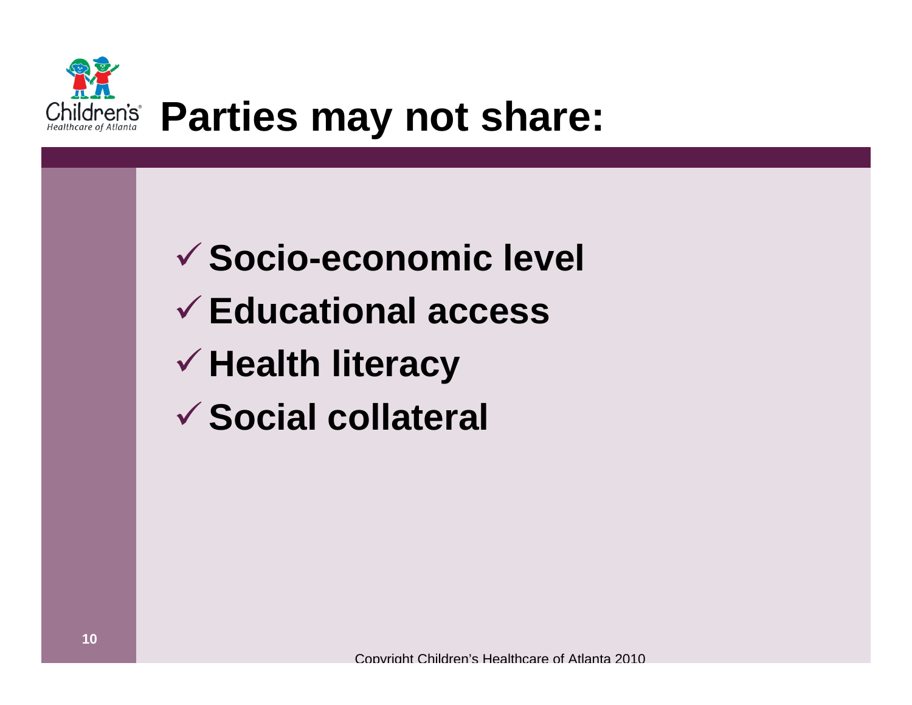# Parties may not share:

- ✓ **Socio-economic level**
- ✓ **Educational access**
- ✓ **Health literacy**
- ✓ **Social collateral**

Copyright Children's Healthcare of Atlanta 2010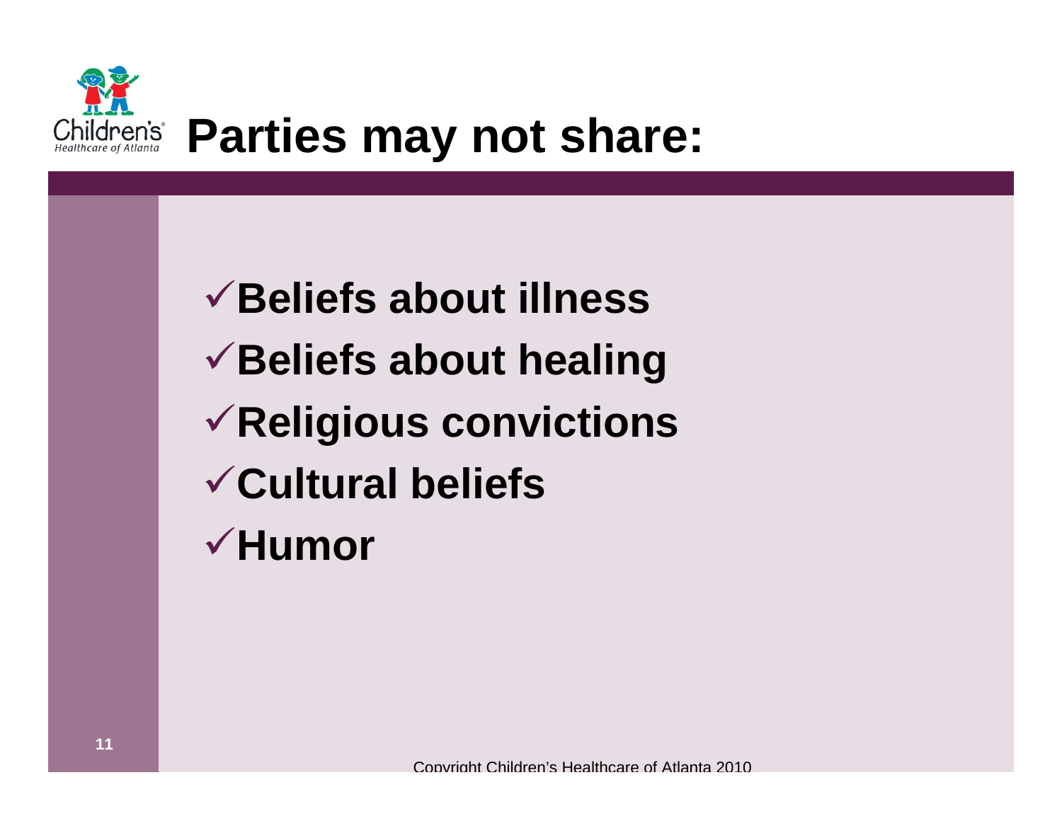# Parties may not share:

- ✓Beliefs about illness
- ✓Beliefs about healing
- ✓Religious convictions
- ✓Cultural beliefs
- ✓Humor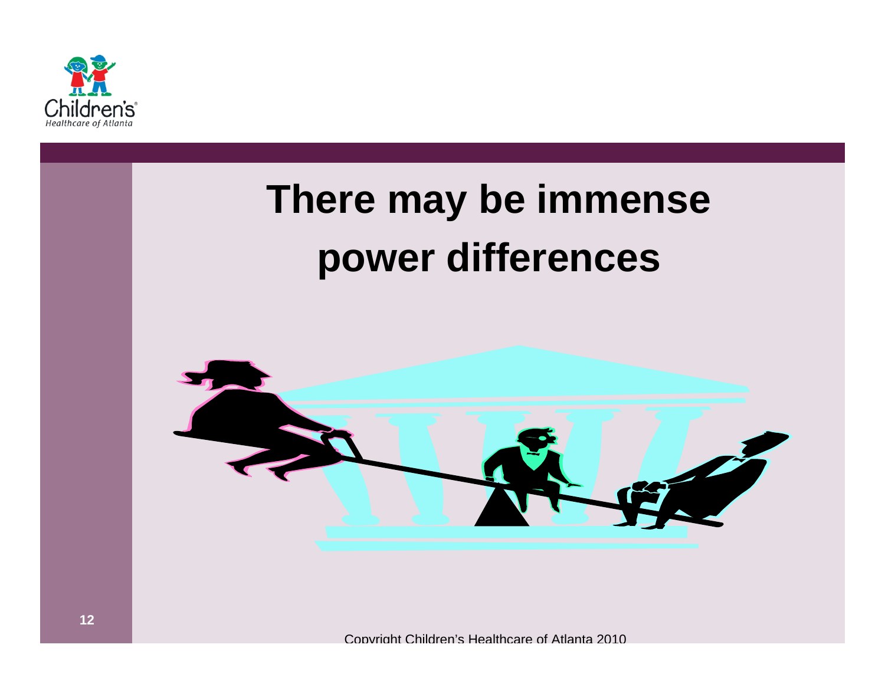# There may be immense power differences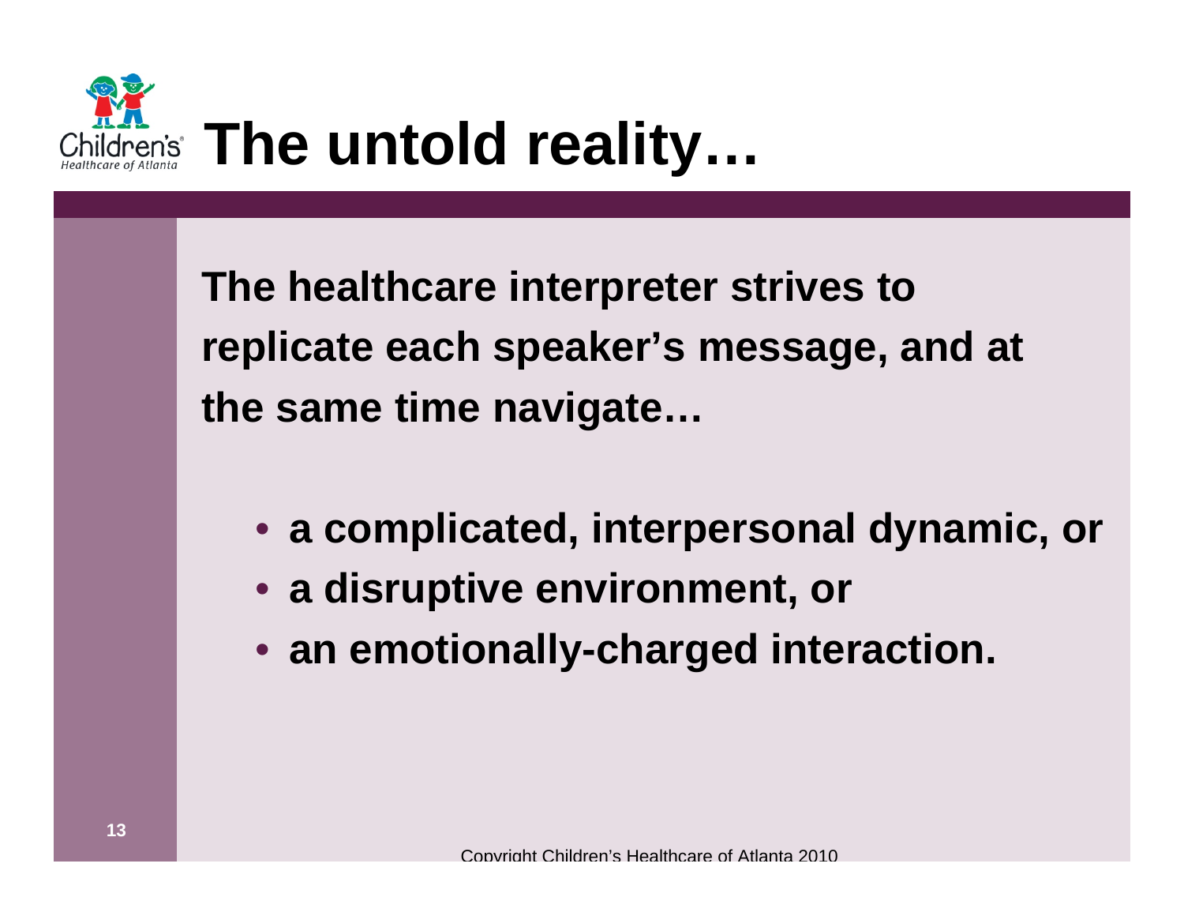# The untold reality…

**The healthcare interpreter strives to replicate each speaker's message, and at the same time navigate…**

- **a complicated, interpersonal dynamic, or**
- **a disruptive environment, or**
- **an emotionally-charged interaction.**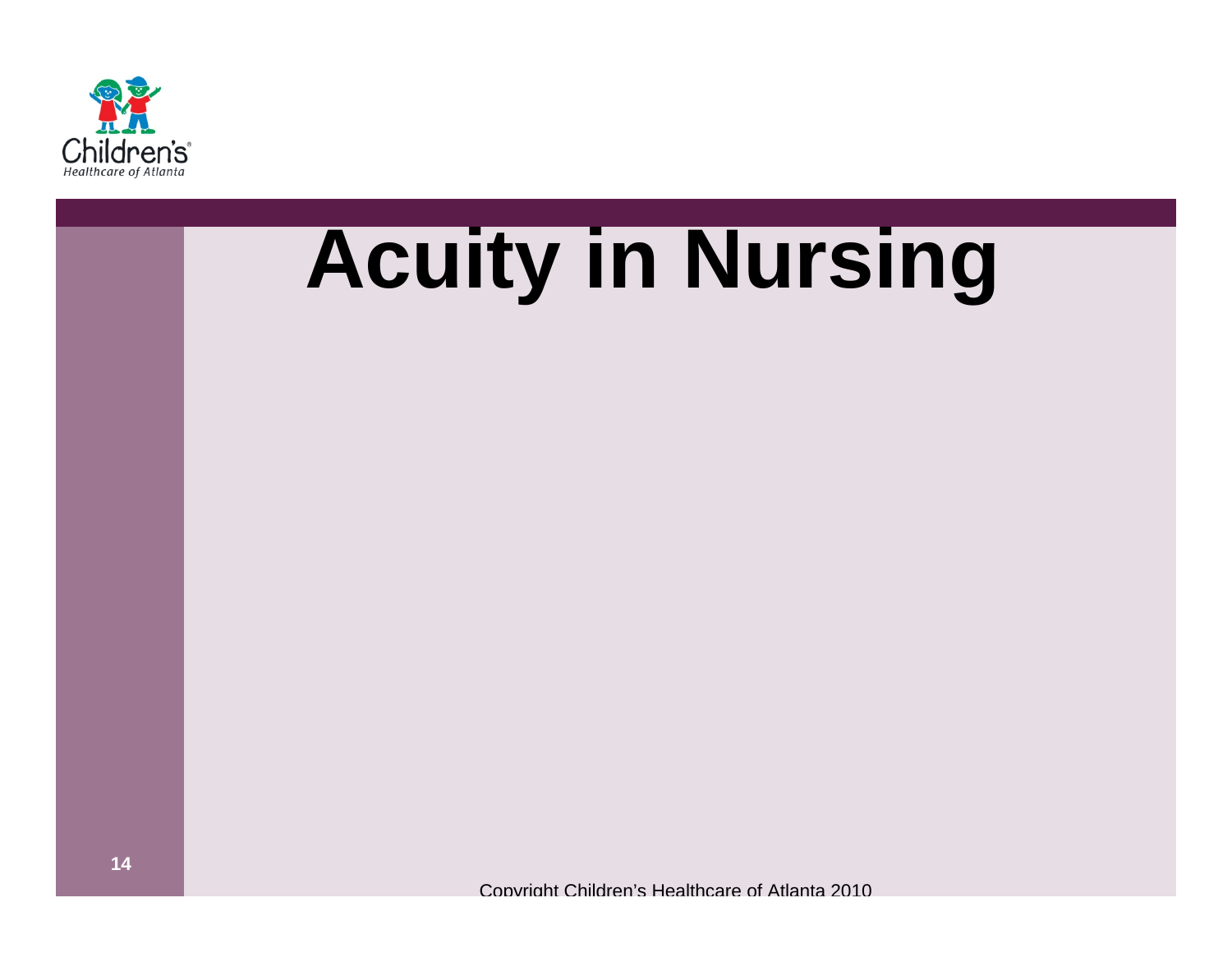# Acuity in Nursing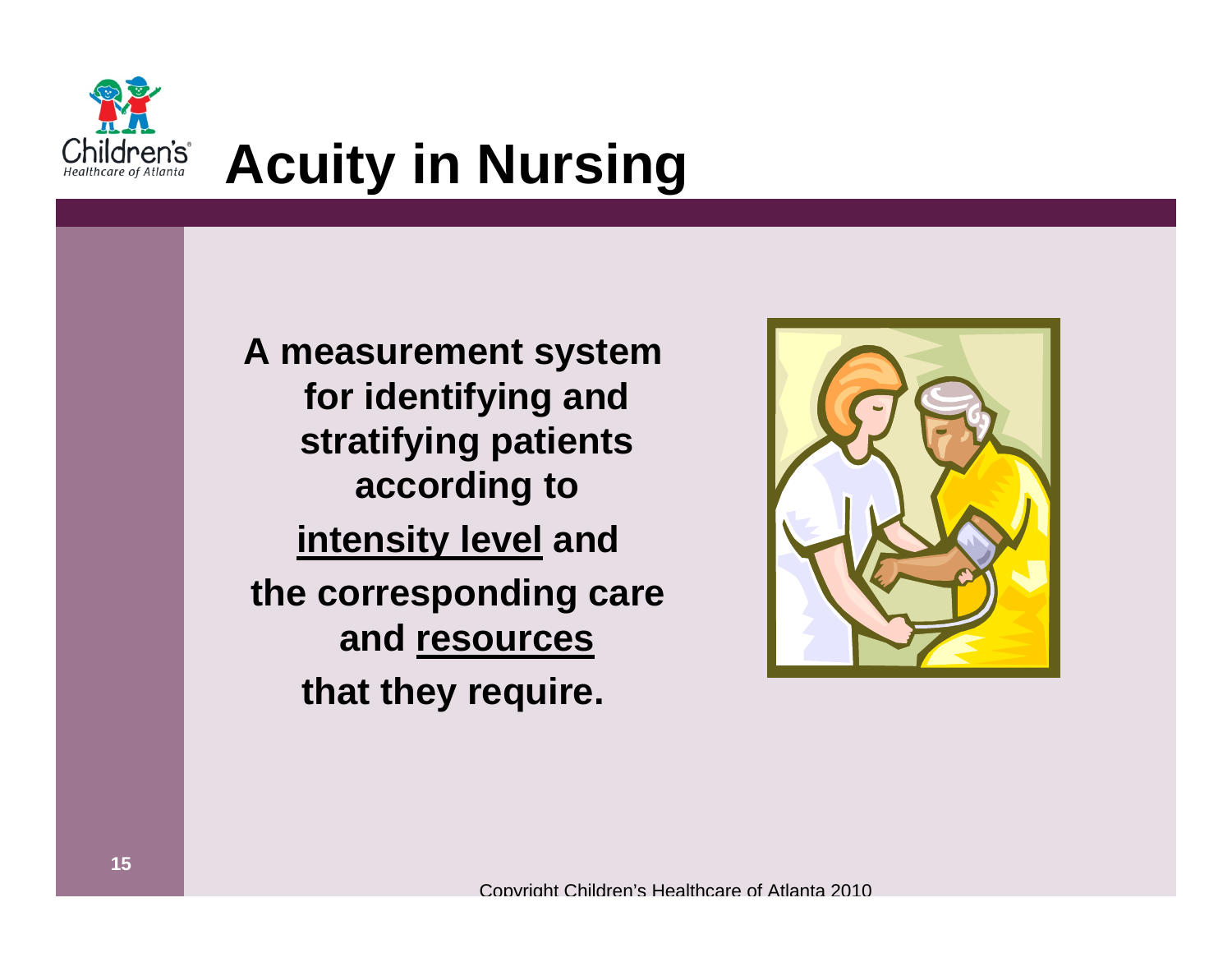# Acuity in Nursing

**A measurement system for identifying and stratifying patients according to <u>intensity level</u> and the corresponding care and <u>resources</u> that they require.**

Copyright Children's Healthcare of Atlanta 2010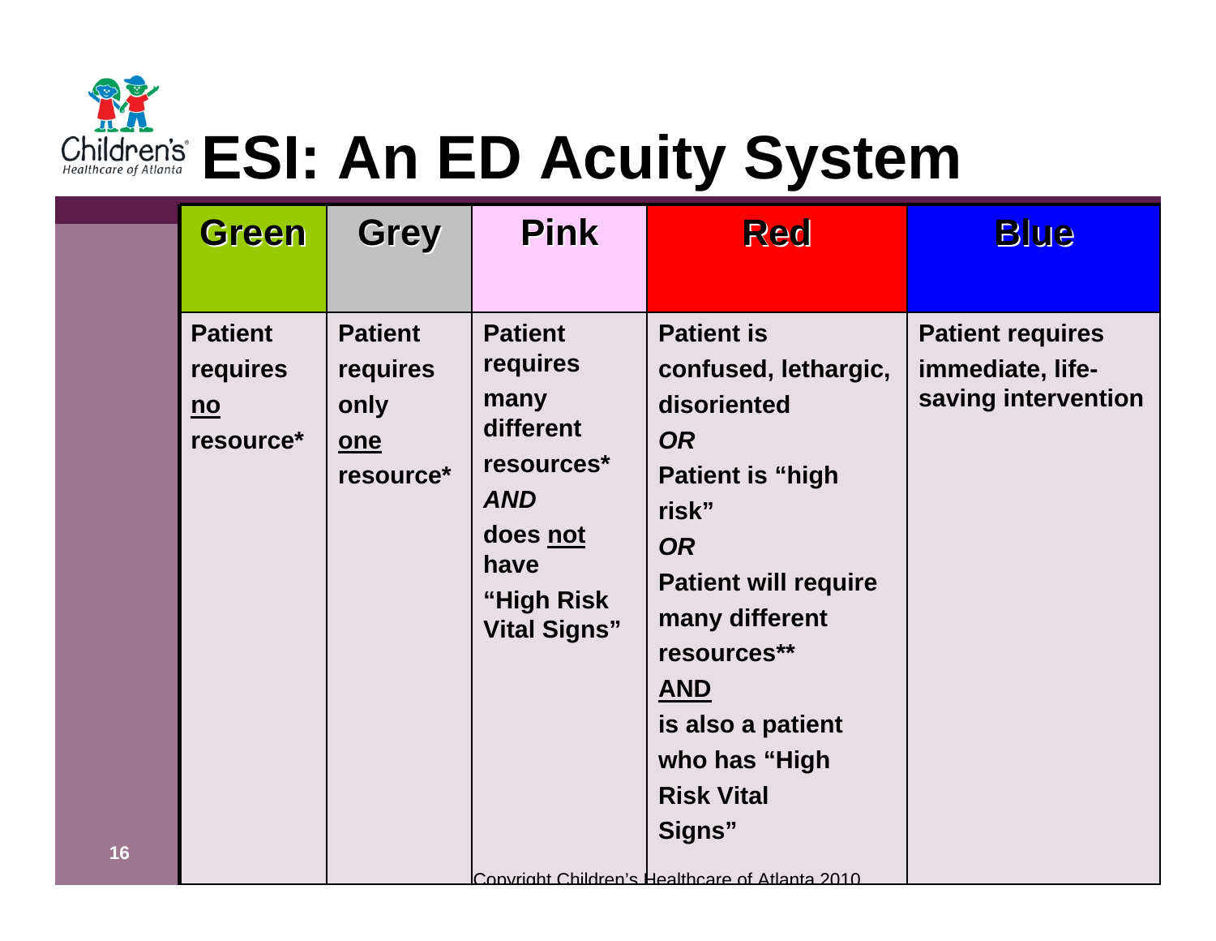# ESI: An ED Acuity System

| Green | Grey | Pink | Red | Blue |
|---|---|---|---|---|
| Patient requires <u>no</u> resource* | Patient requires only <u>one</u> resource* | Patient requires many different resources* ***AND*** does <u>not</u> have "High Risk Vital Signs" | Patient is confused, lethargic, disoriented ***OR*** Patient is "high risk" ***OR*** Patient will require many different resources** <u>**AND**</u> is also a patient who has "High Risk Vital Signs" | Patient requires immediate, life-saving intervention |

Copyright Children's Healthcare of Atlanta 2010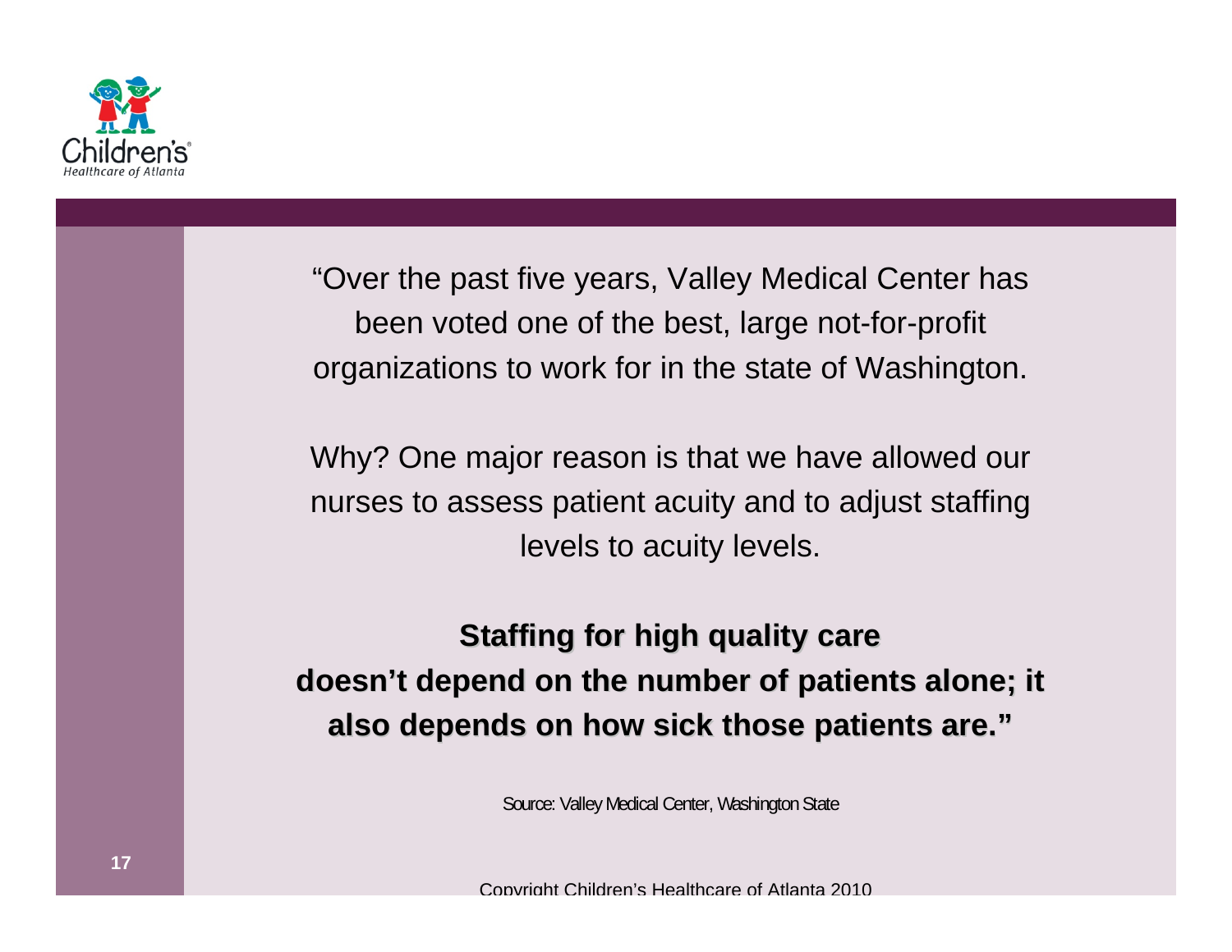"Over the past five years, Valley Medical Center has been voted one of the best, large not-for-profit organizations to work for in the state of Washington.

Why? One major reason is that we have allowed our nurses to assess patient acuity and to adjust staffing levels to acuity levels.

**Staffing for high quality care doesn't depend on the number of patients alone; it also depends on how sick those patients are."**

Source: Valley Medical Center, Washington State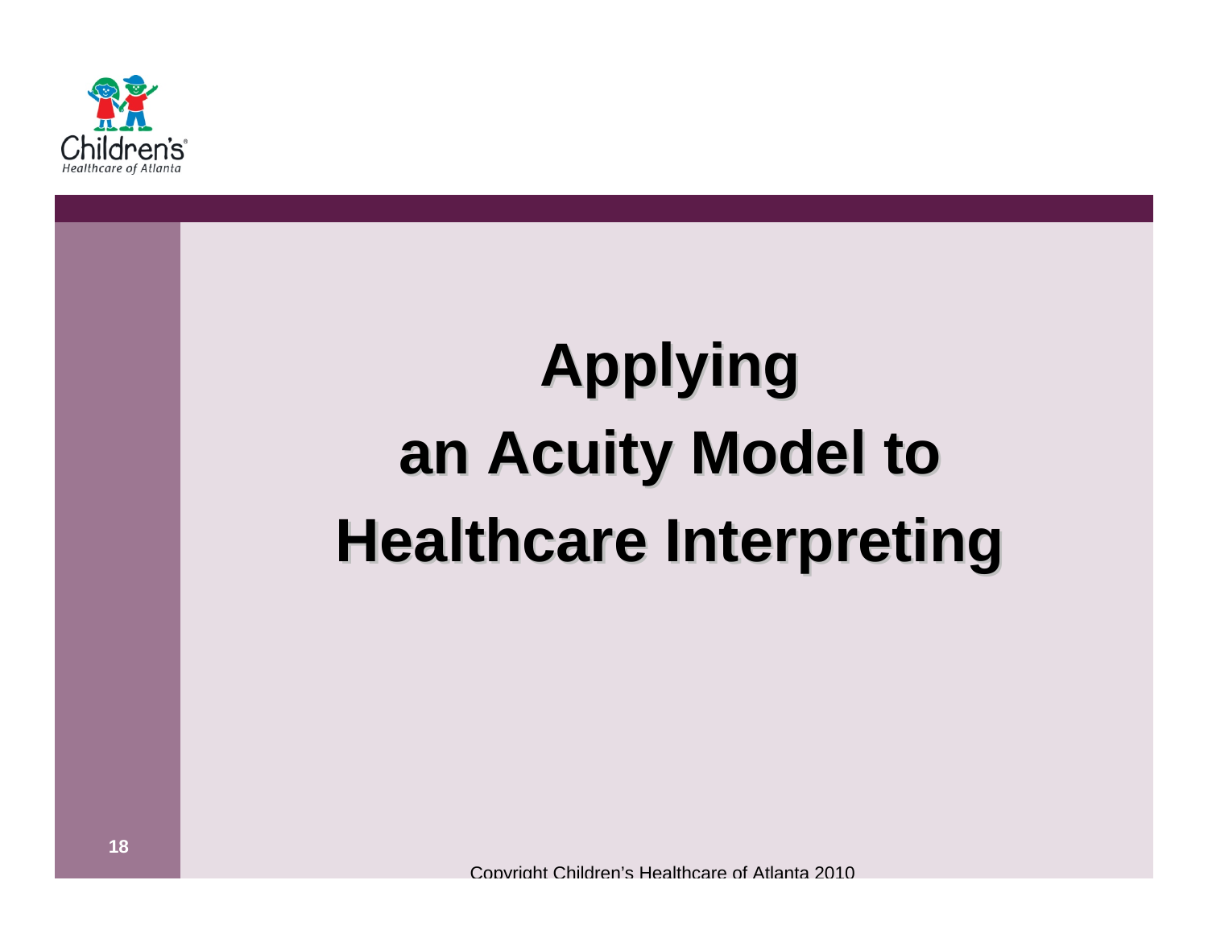# Applying an Acuity Model to Healthcare Interpreting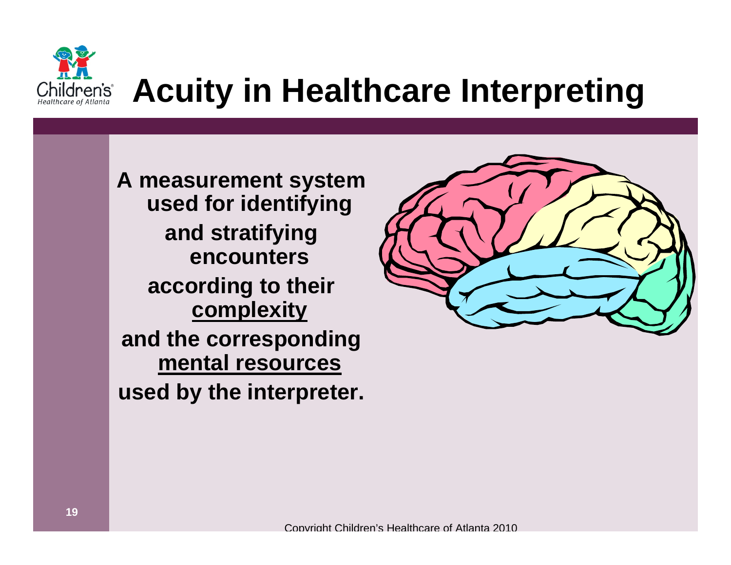# Acuity in Healthcare Interpreting

**A measurement system used for identifying and stratifying encounters according to their <u>complexity</u> and the corresponding <u>mental resources</u> used by the interpreter.**

Copyright Children's Healthcare of Atlanta 2010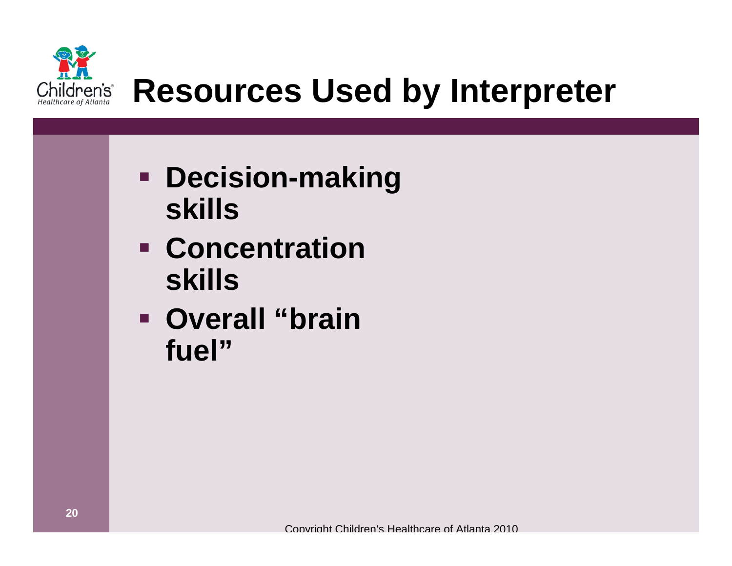# Resources Used by Interpreter

- **Decision-making skills**
- **Concentration skills**
- **Overall "brain fuel"**

Copyright Children's Healthcare of Atlanta 2010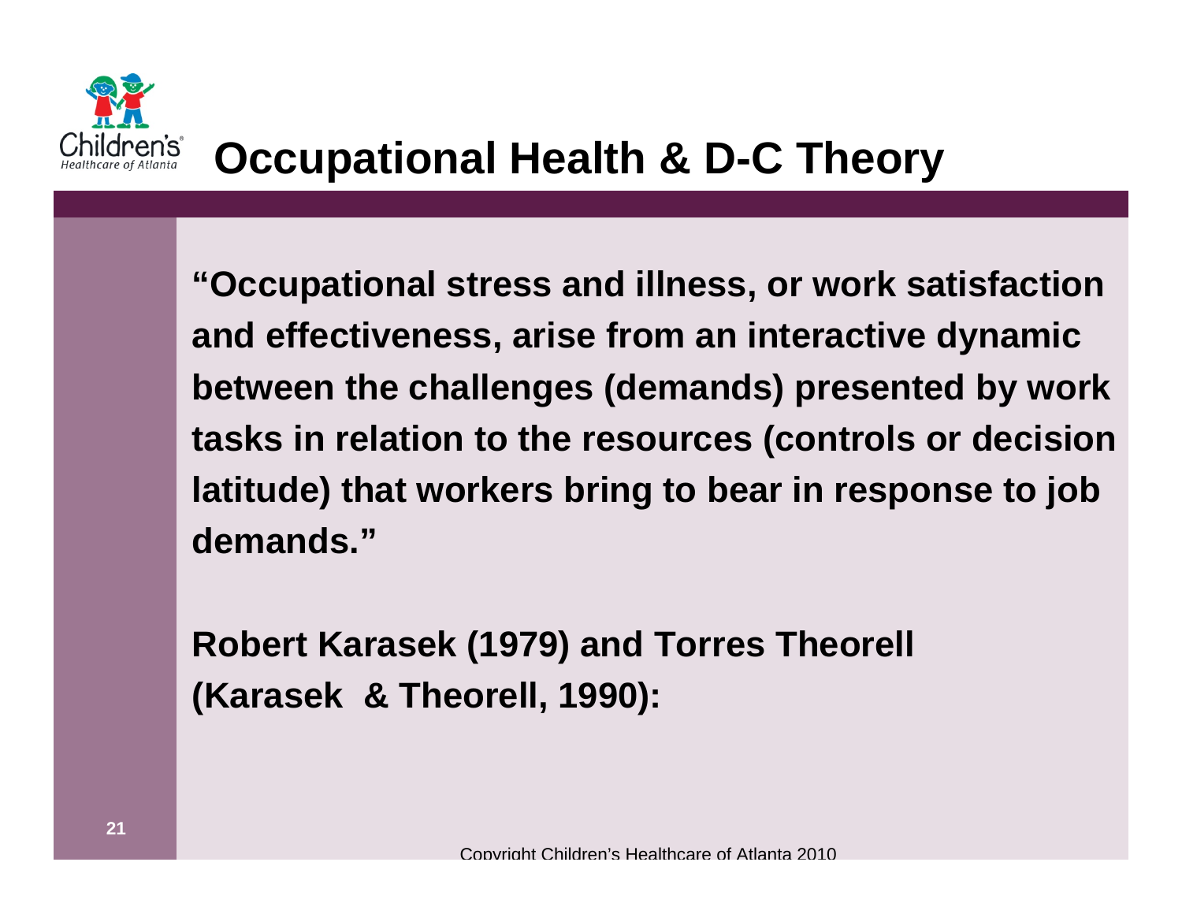# Occupational Health & D-C Theory

**"Occupational stress and illness, or work satisfaction and effectiveness, arise from an interactive dynamic between the challenges (demands) presented by work tasks in relation to the resources (controls or decision latitude) that workers bring to bear in response to job demands."**

**Robert Karasek (1979) and Torres Theorell (Karasek & Theorell, 1990):**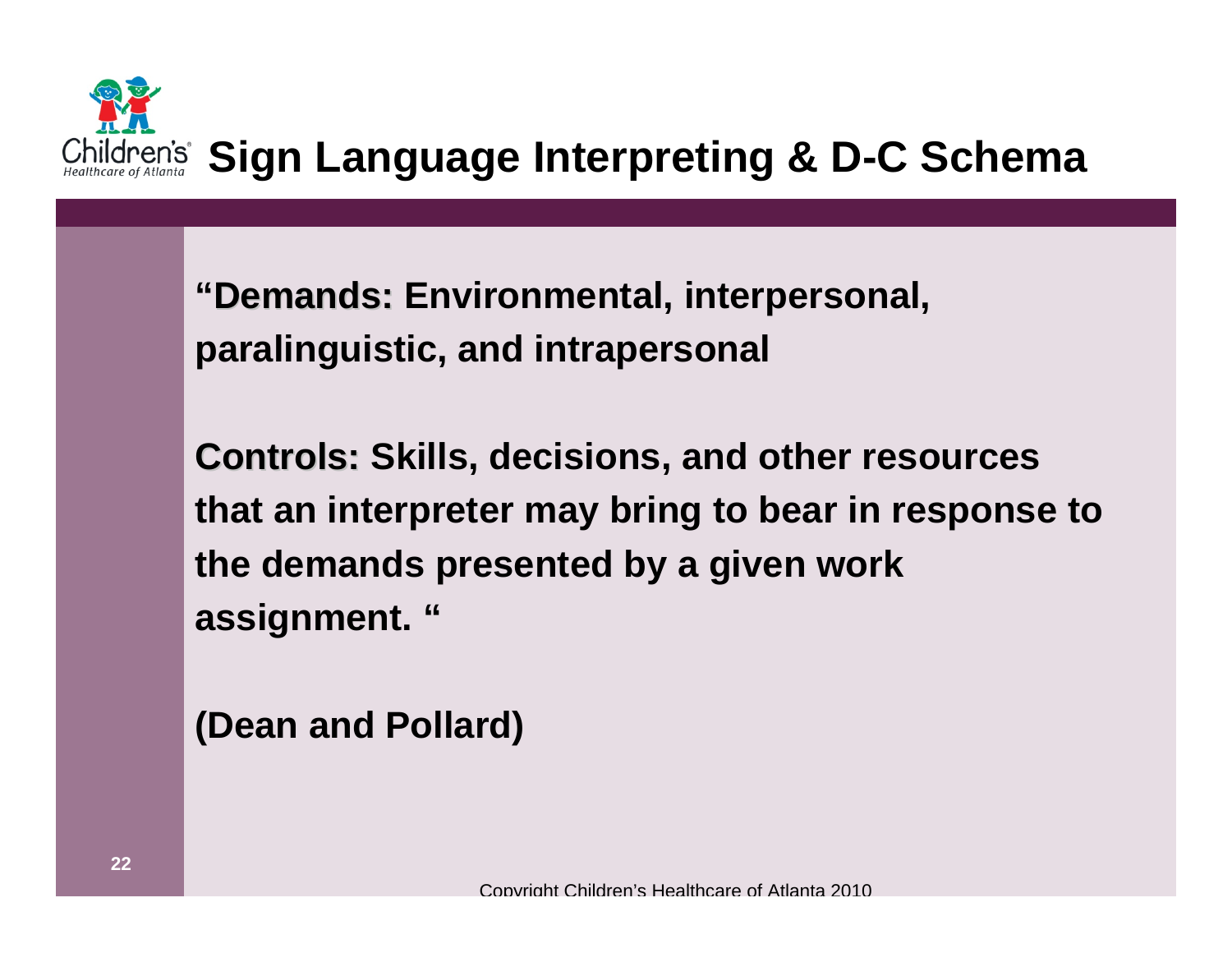# Sign Language Interpreting & D-C Schema

**"Demands: Environmental, interpersonal, paralinguistic, and intrapersonal**

**Controls: Skills, decisions, and other resources that an interpreter may bring to bear in response to the demands presented by a given work assignment. "**

**(Dean and Pollard)**

Copyright Children's Healthcare of Atlanta 2010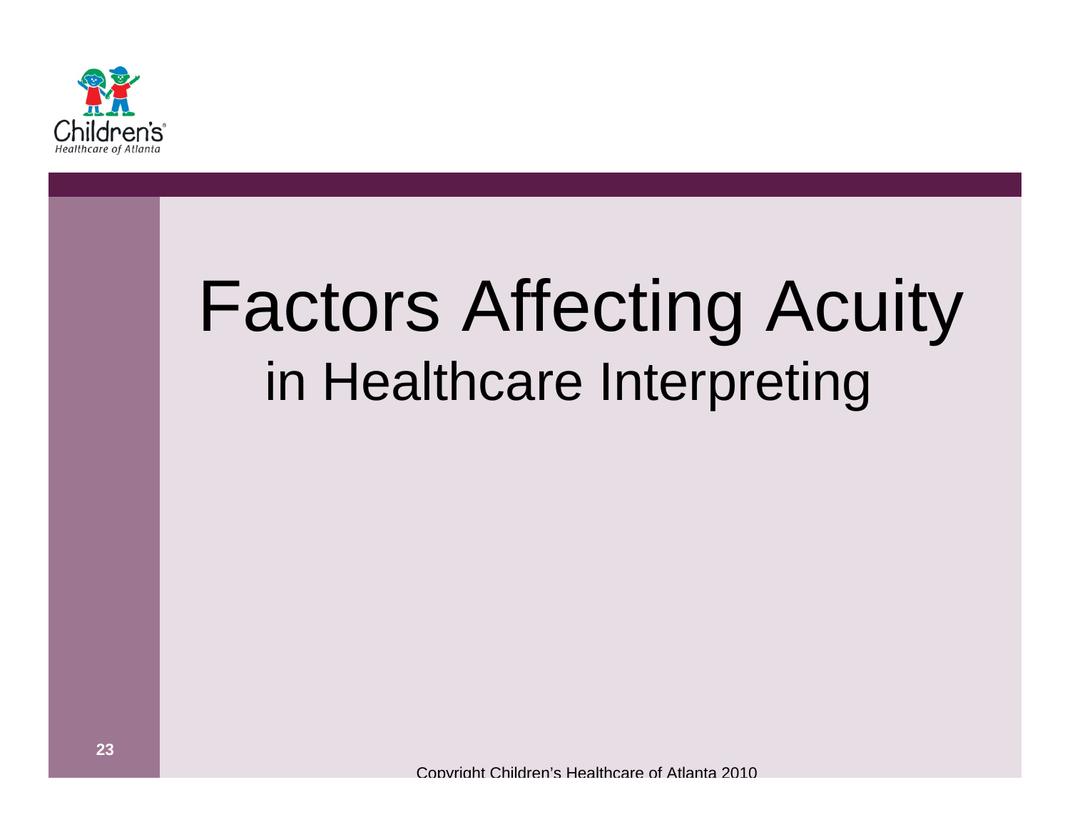# Factors Affecting Acuity

## in Healthcare Interpreting

Copyright Children's Healthcare of Atlanta 2010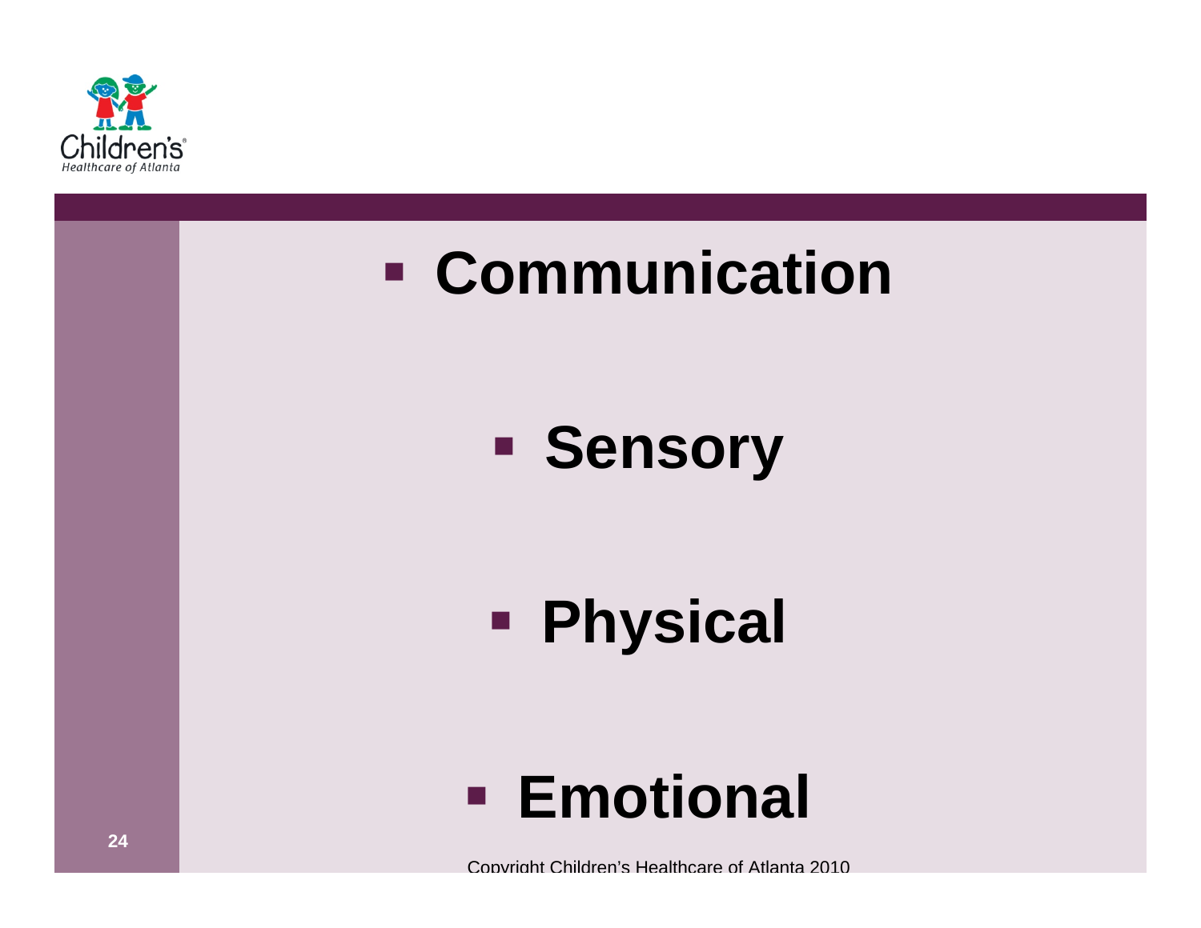- **Communication**
- **Sensory**
- **Physical**
- **Emotional**

Copyright Children's Healthcare of Atlanta 2010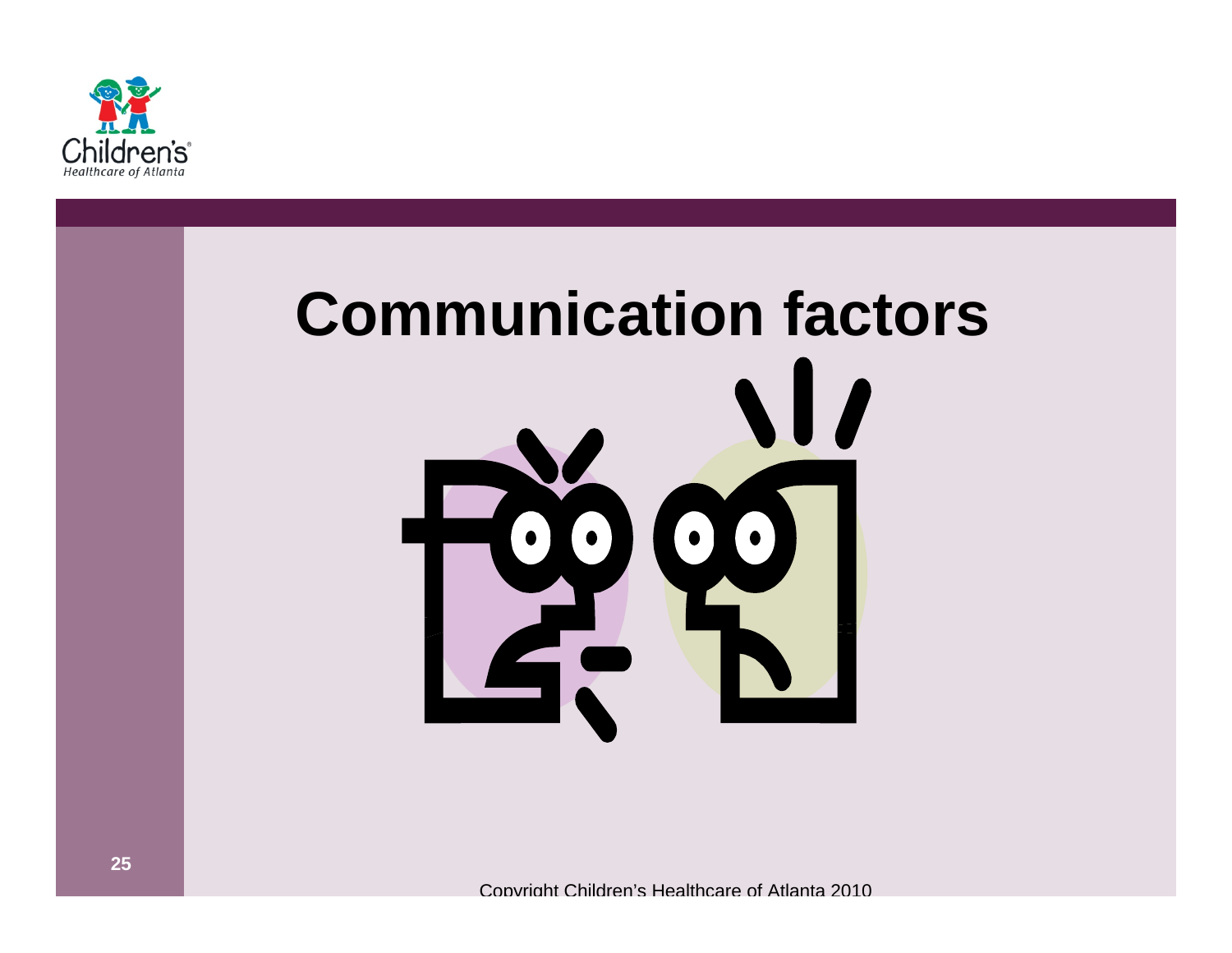# Communication factors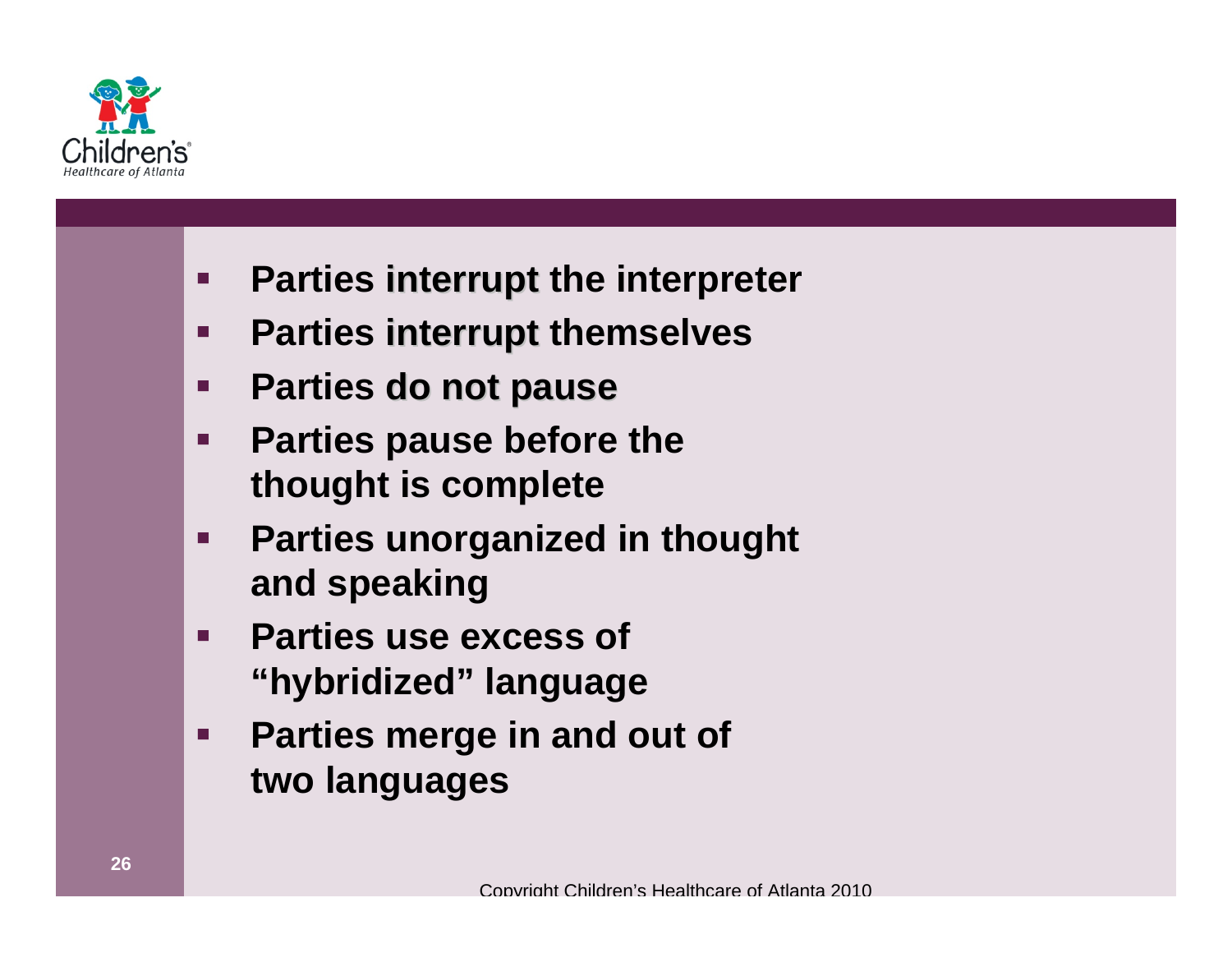- **Parties interrupt the interpreter**
- **Parties interrupt themselves**
- **Parties do not pause**
- **Parties pause before the thought is complete**
- **Parties unorganized in thought and speaking**
- **Parties use excess of "hybridized" language**
- **Parties merge in and out of two languages**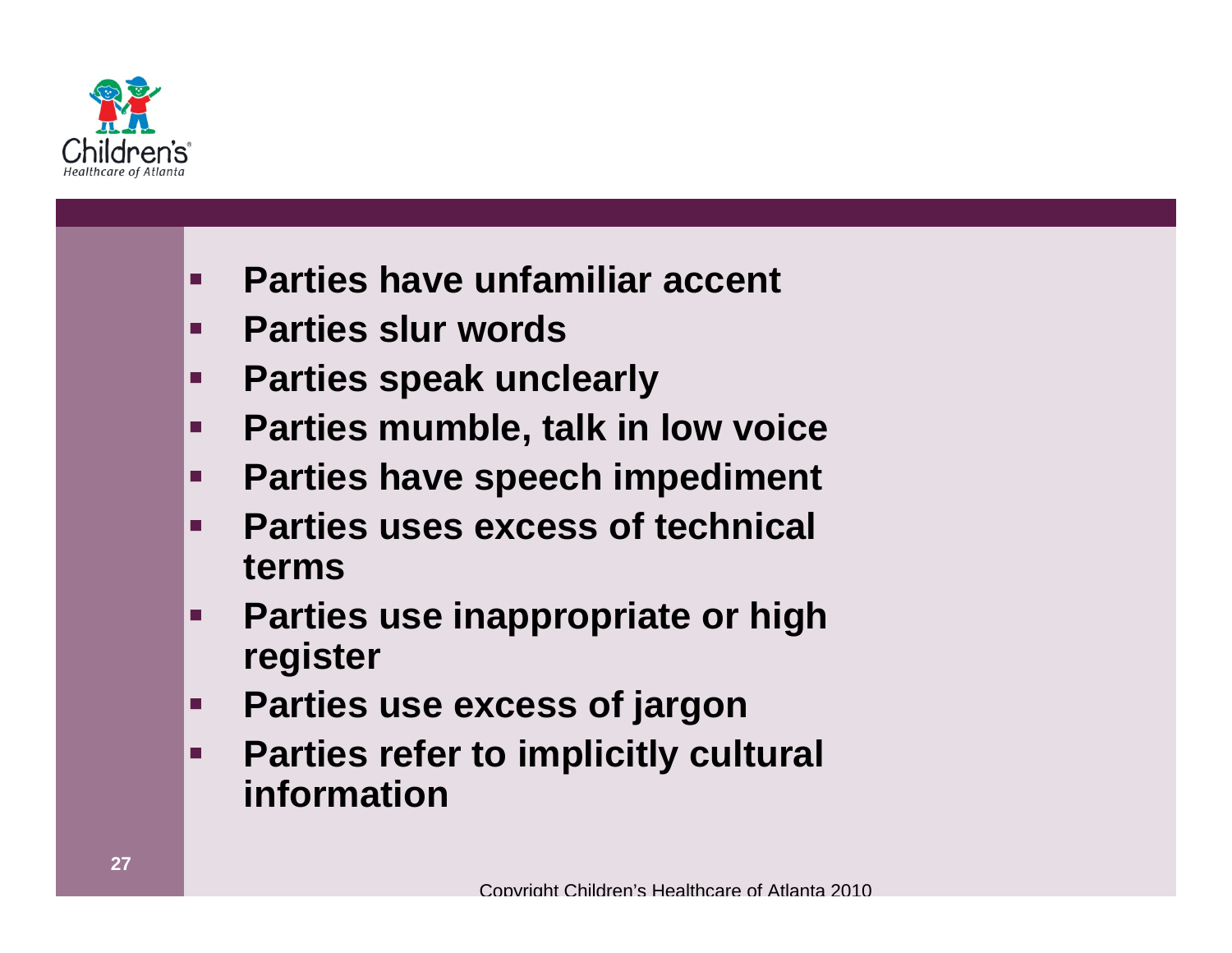- **Parties have unfamiliar accent**
- **Parties slur words**
- **Parties speak unclearly**
- **Parties mumble, talk in low voice**
- **Parties have speech impediment**
- **Parties uses excess of technical terms**
- **Parties use inappropriate or high register**
- **Parties use excess of jargon**
- **Parties refer to implicitly cultural information**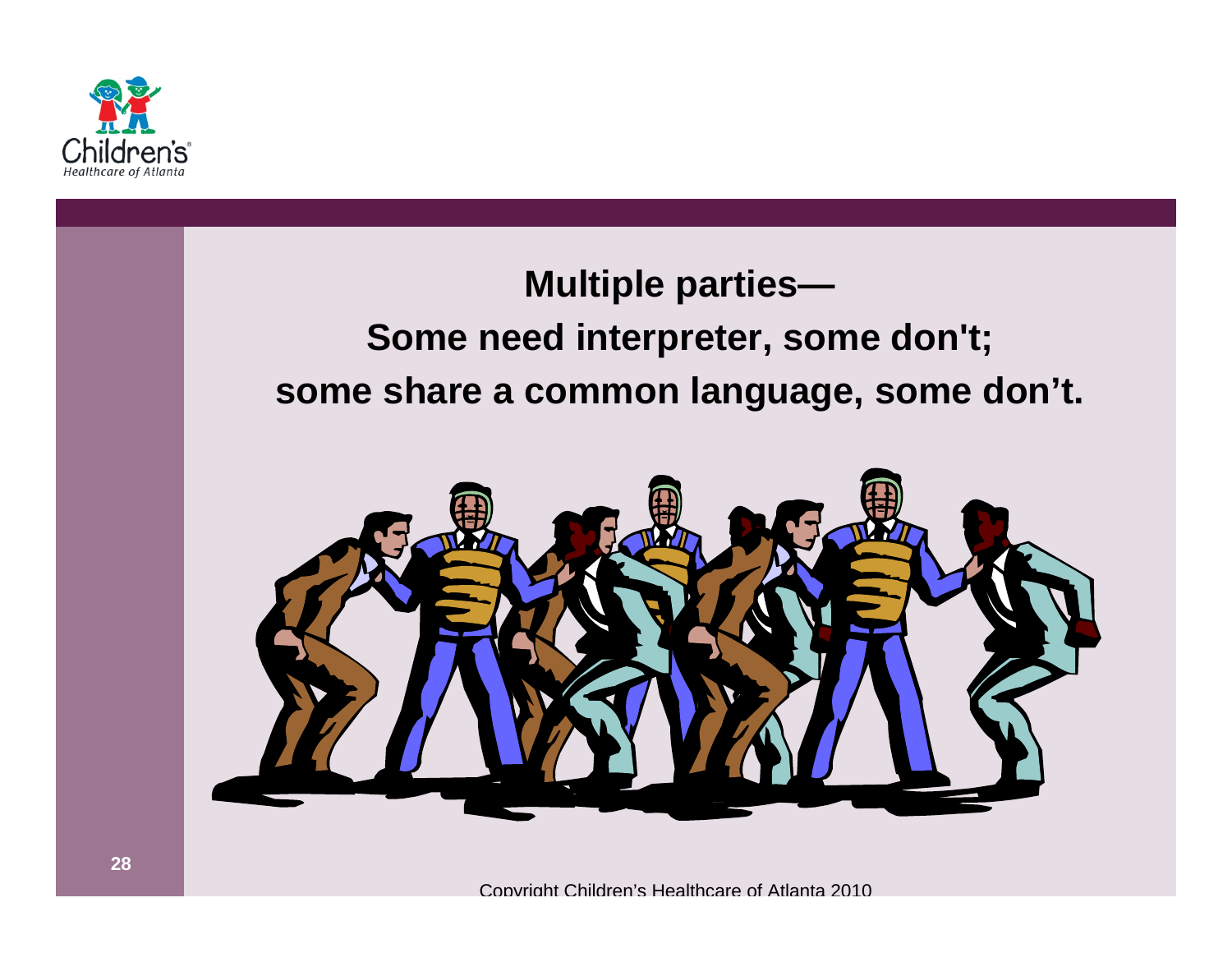## Multiple parties—
## Some need interpreter, some don't;
## some share a common language, some don't.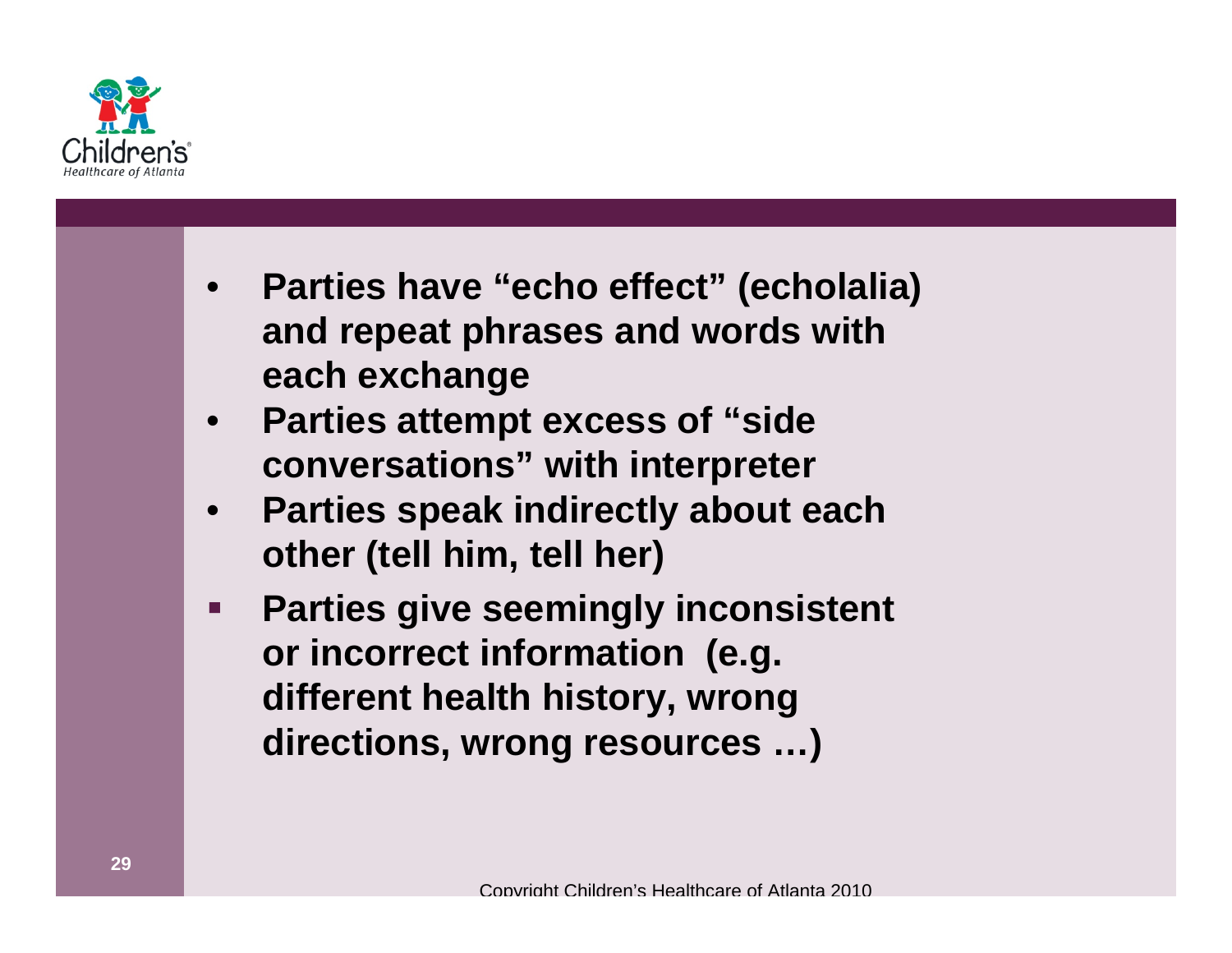- **Parties have "echo effect" (echolalia) and repeat phrases and words with each exchange**
- **Parties attempt excess of "side conversations" with interpreter**
- **Parties speak indirectly about each other (tell him, tell her)**
- **Parties give seemingly inconsistent or incorrect information (e.g. different health history, wrong directions, wrong resources …)**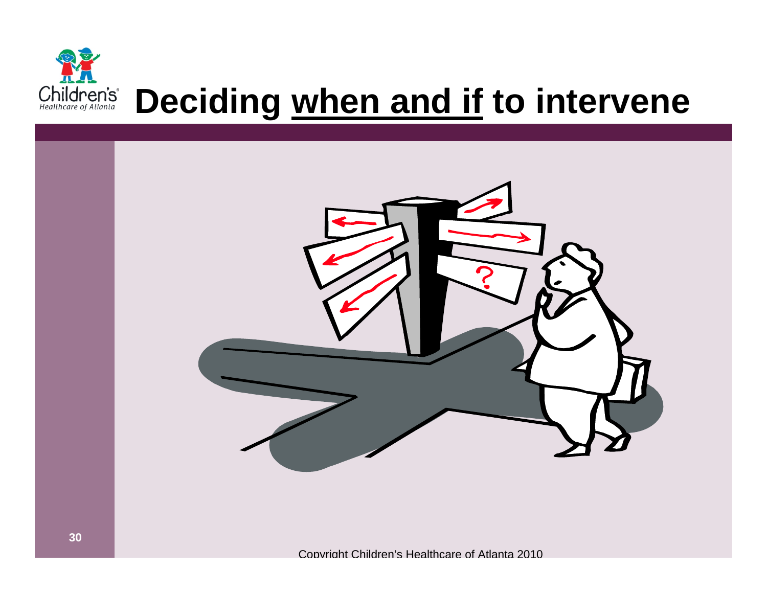# Deciding when and if to intervene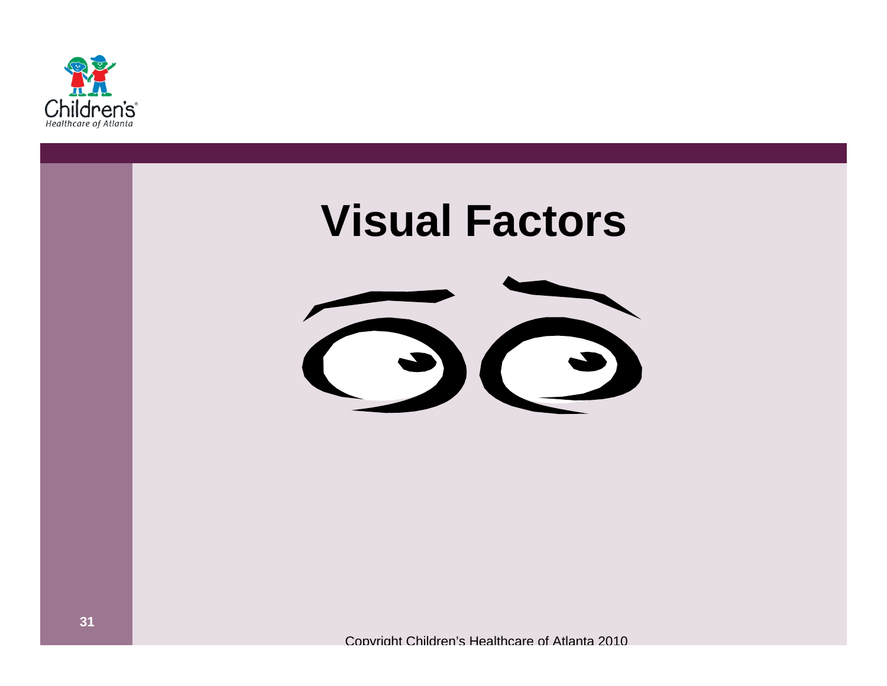# Visual Factors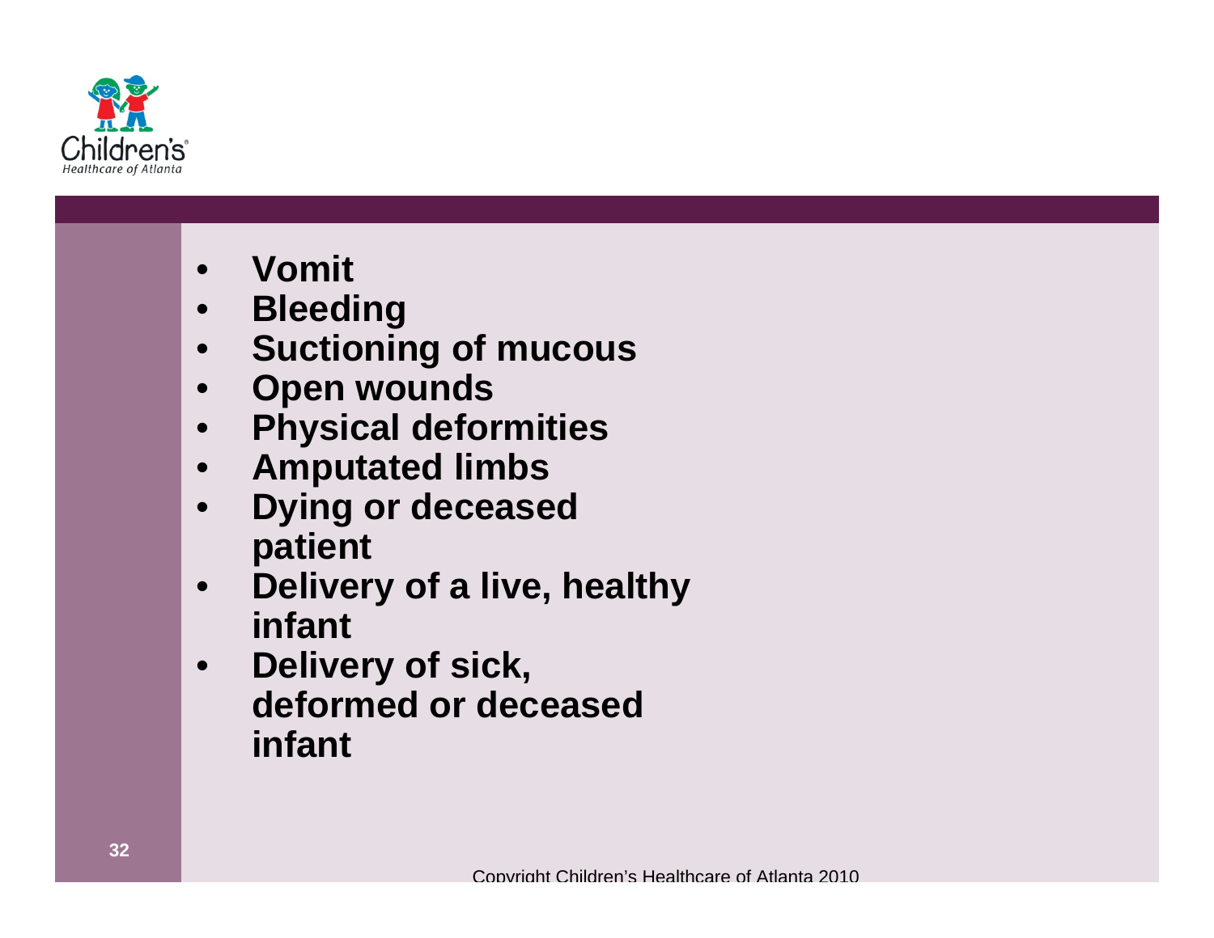- **Vomit**
- **Bleeding**
- **Suctioning of mucous**
- **Open wounds**
- **Physical deformities**
- **Amputated limbs**
- **Dying or deceased patient**
- **Delivery of a live, healthy infant**
- **Delivery of sick, deformed or deceased infant**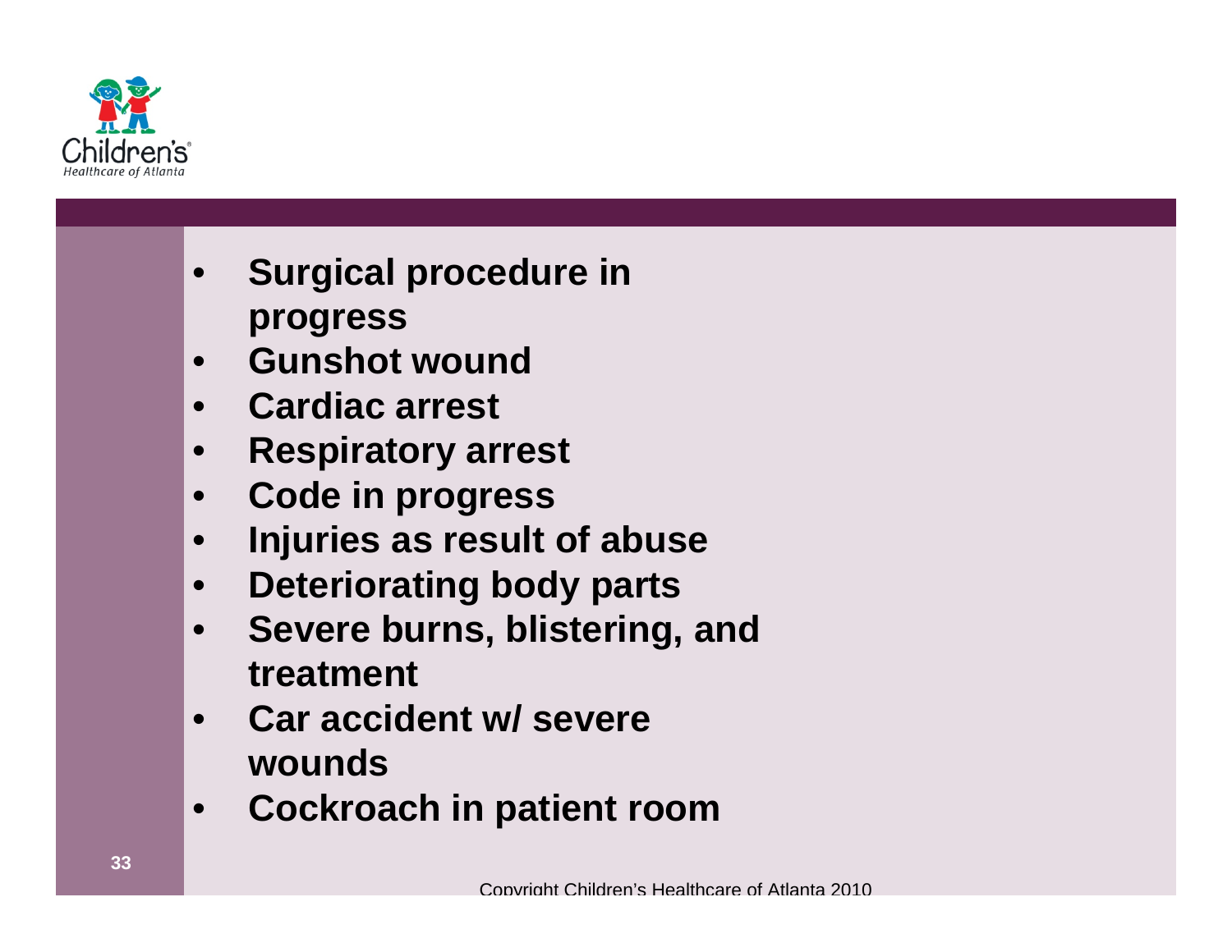- **Surgical procedure in progress**
- **Gunshot wound**
- **Cardiac arrest**
- **Respiratory arrest**
- **Code in progress**
- **Injuries as result of abuse**
- **Deteriorating body parts**
- **Severe burns, blistering, and treatment**
- **Car accident w/ severe wounds**
- **Cockroach in patient room**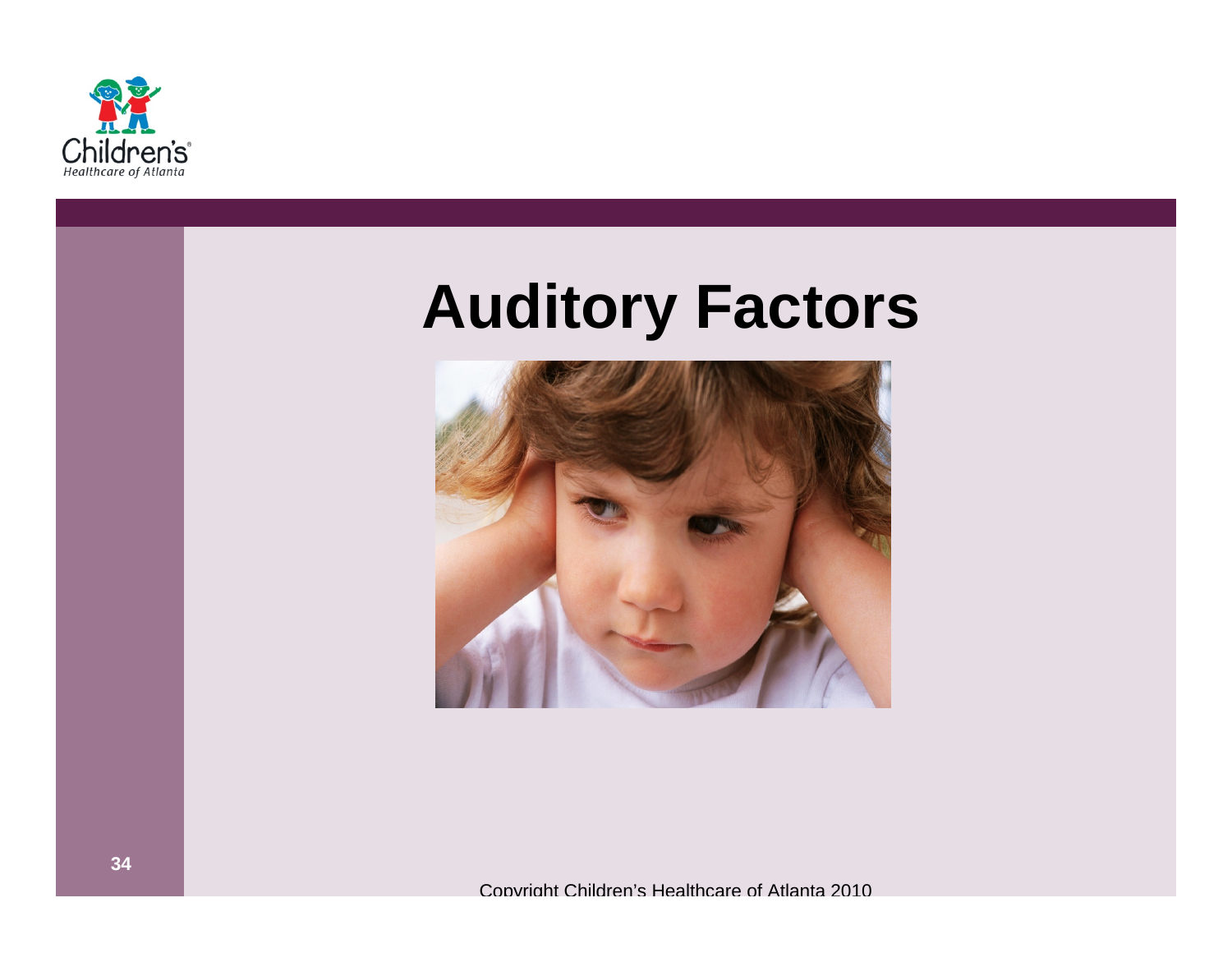# Auditory Factors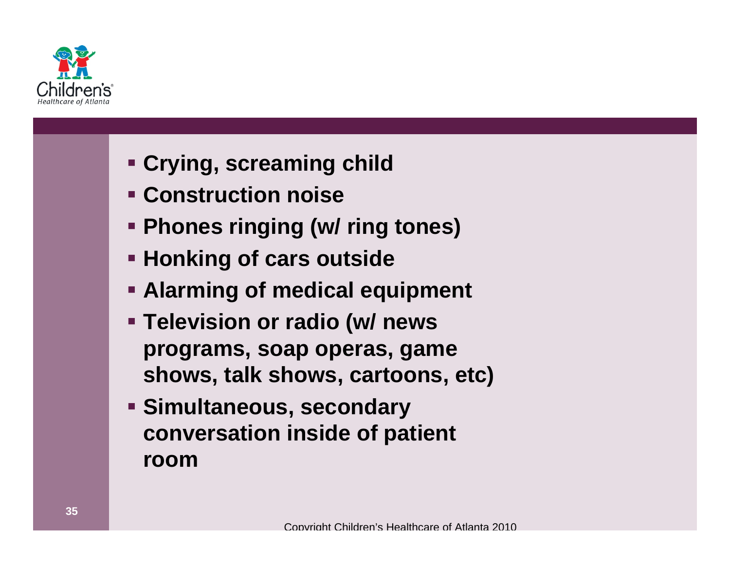- **Crying, screaming child**
- **Construction noise**
- **Phones ringing (w/ ring tones)**
- **Honking of cars outside**
- **Alarming of medical equipment**
- **Television or radio (w/ news programs, soap operas, game shows, talk shows, cartoons, etc)**
- **Simultaneous, secondary conversation inside of patient room**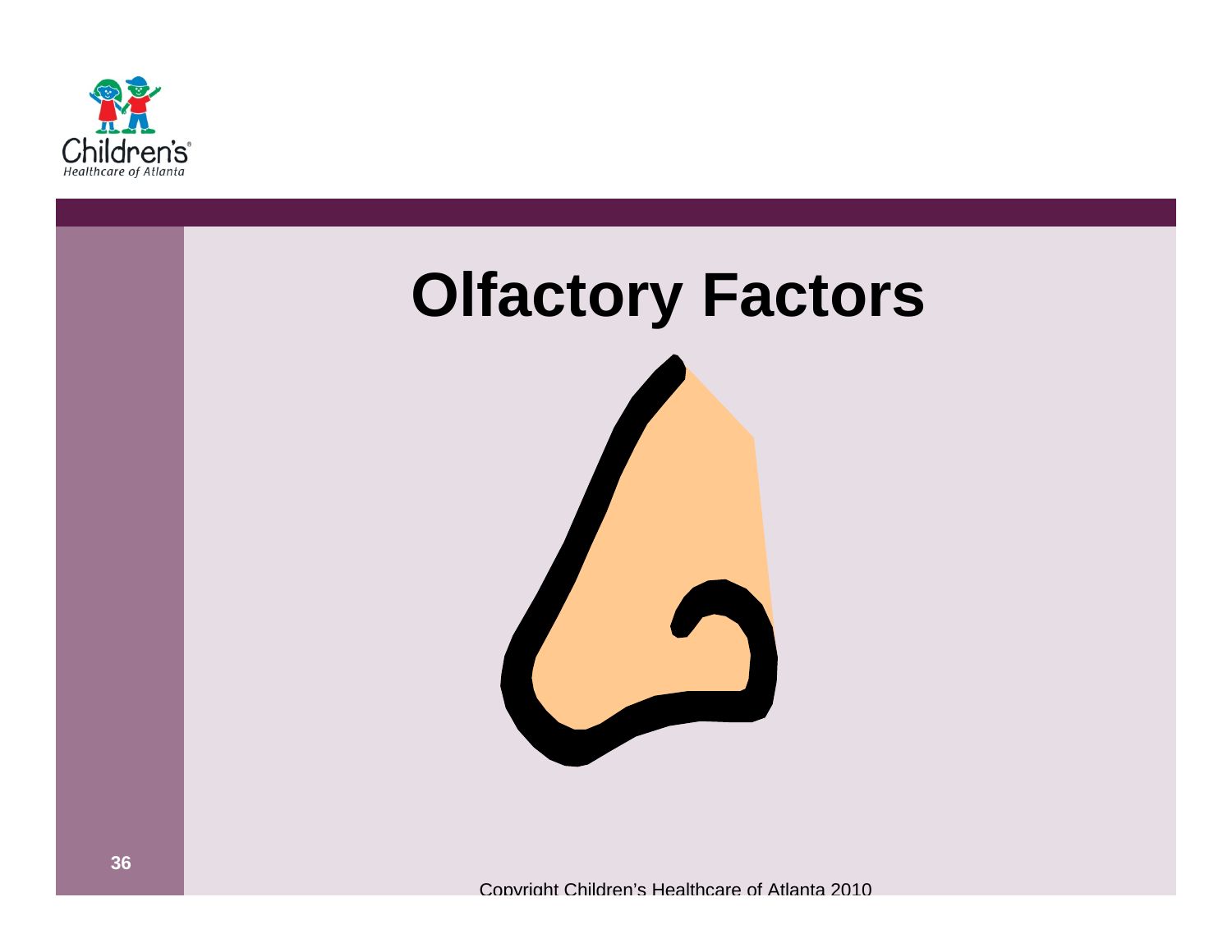# Olfactory Factors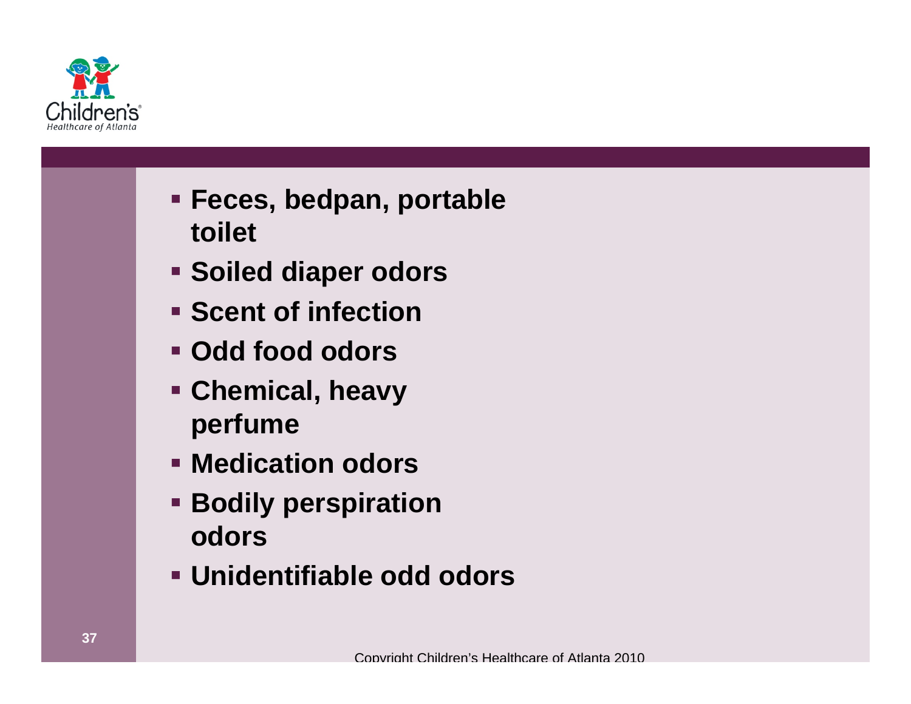- **Feces, bedpan, portable toilet**
- **Soiled diaper odors**
- **Scent of infection**
- **Odd food odors**
- **Chemical, heavy perfume**
- **Medication odors**
- **Bodily perspiration odors**
- **Unidentifiable odd odors**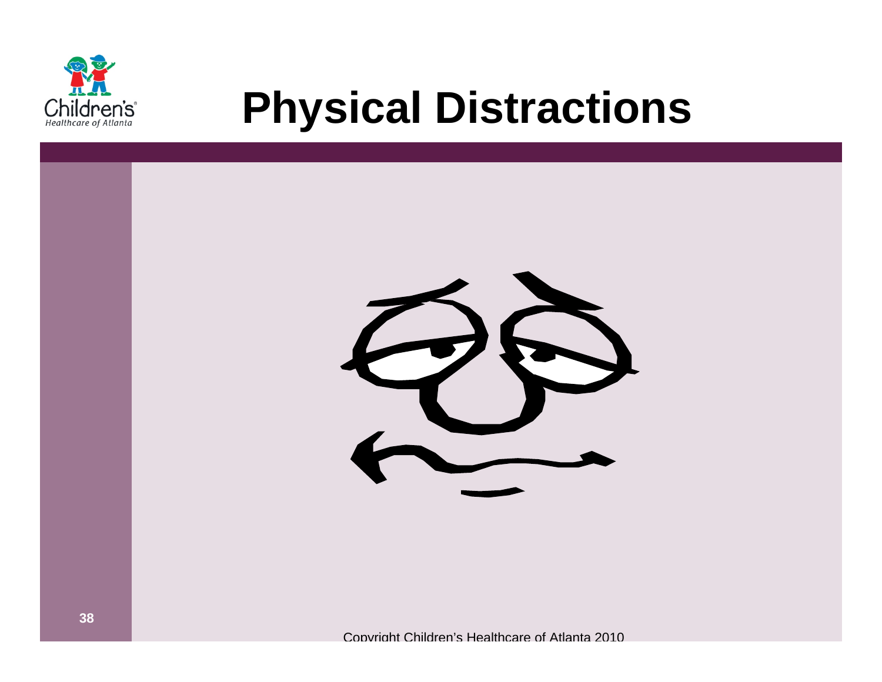# Physical Distractions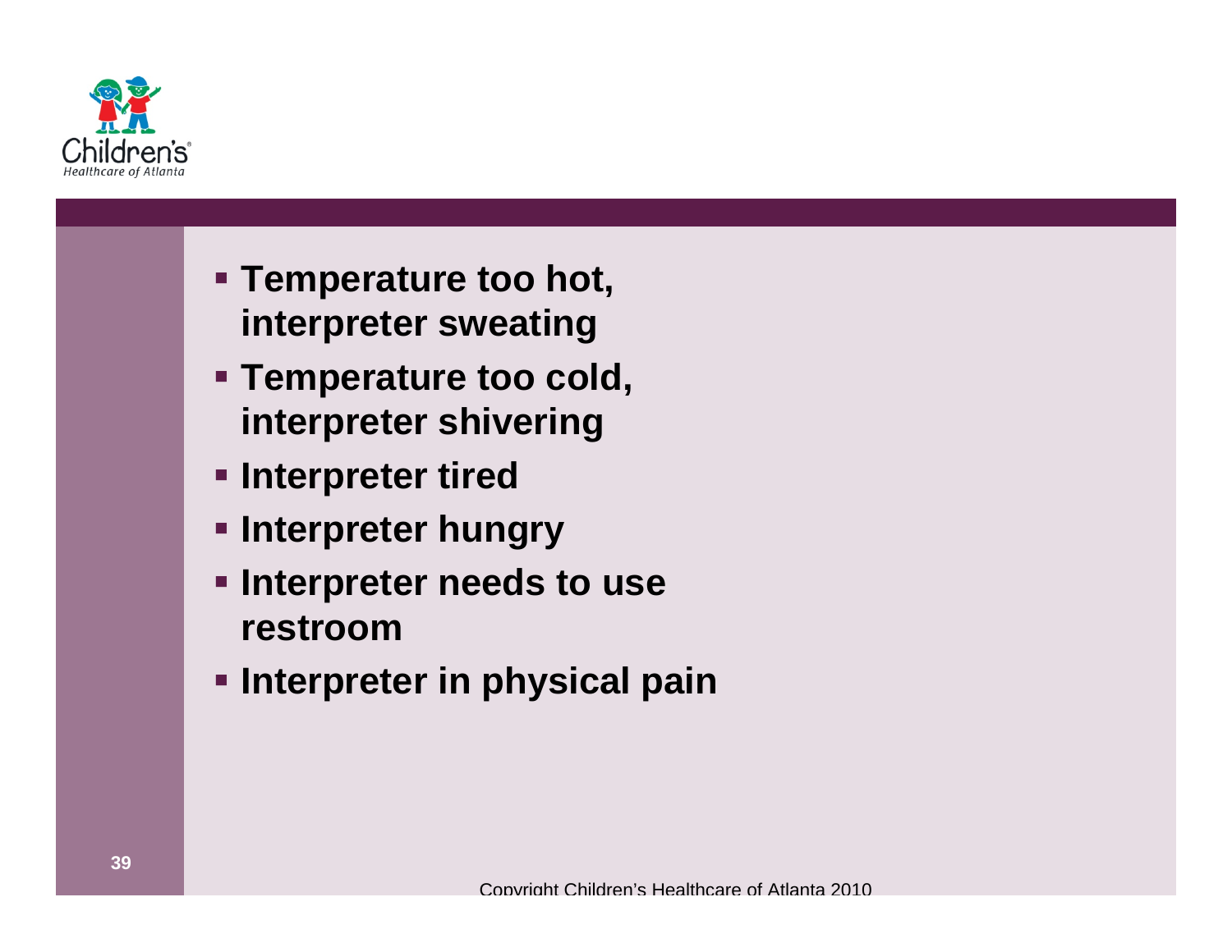- **Temperature too hot, interpreter sweating**
- **Temperature too cold, interpreter shivering**
- **Interpreter tired**
- **Interpreter hungry**
- **Interpreter needs to use restroom**
- **Interpreter in physical pain**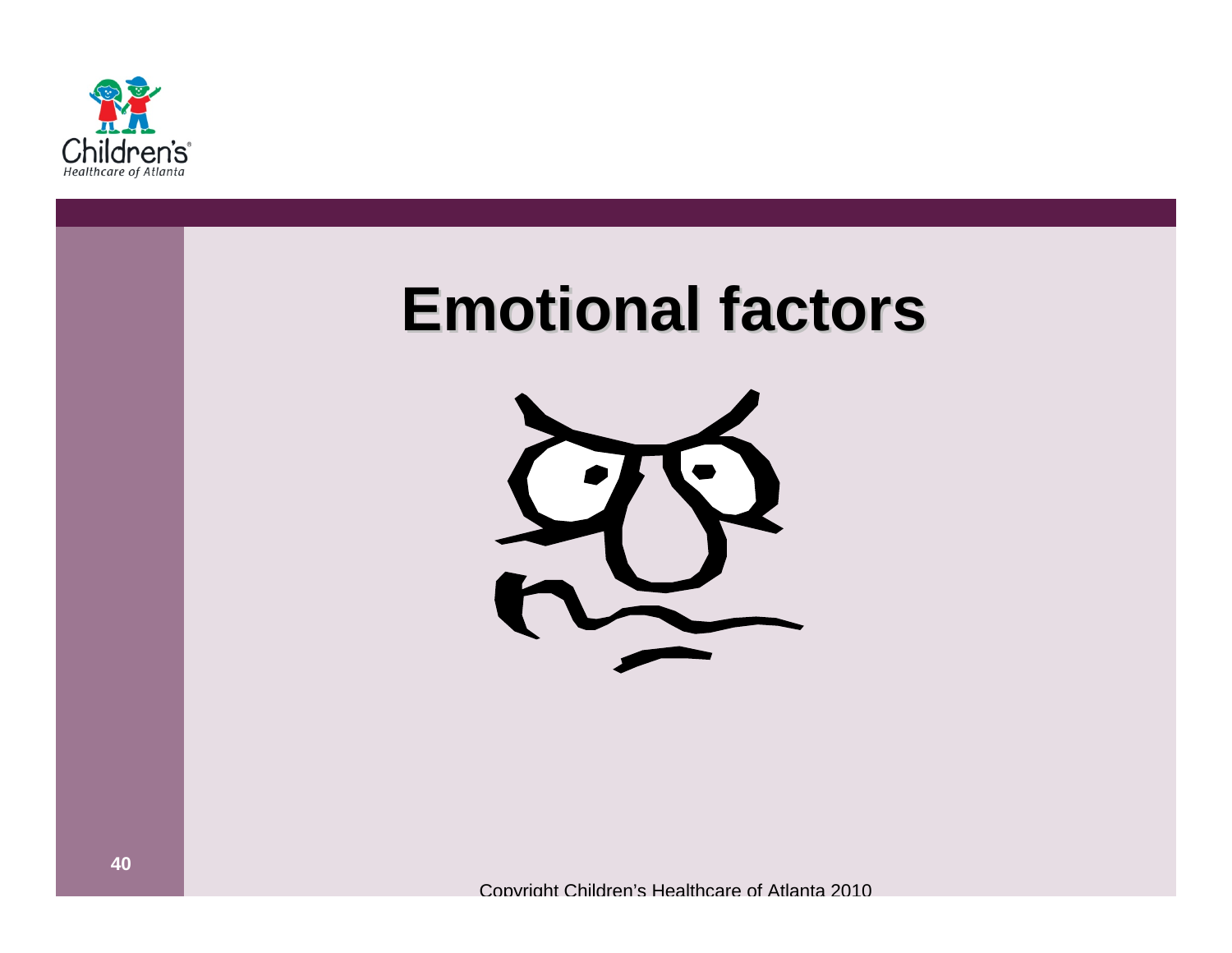# Emotional factors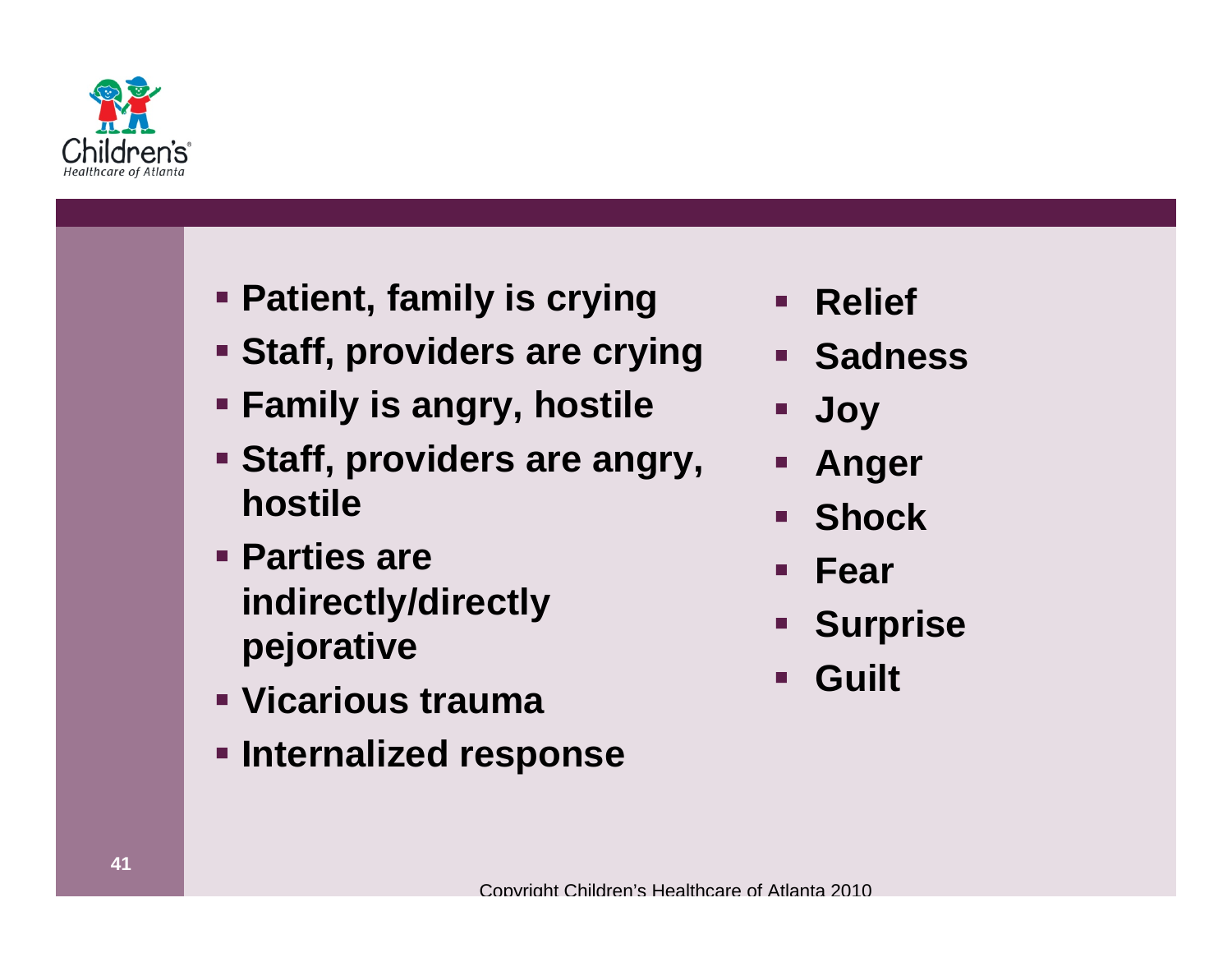- **Patient, family is crying**
- **Staff, providers are crying**
- **Family is angry, hostile**
- **Staff, providers are angry, hostile**
- **Parties are indirectly/directly pejorative**
- **Vicarious trauma**
- **Internalized response**

- **Relief**
- **Sadness**
- **Joy**
- **Anger**
- **Shock**
- **Fear**
- **Surprise**
- **Guilt**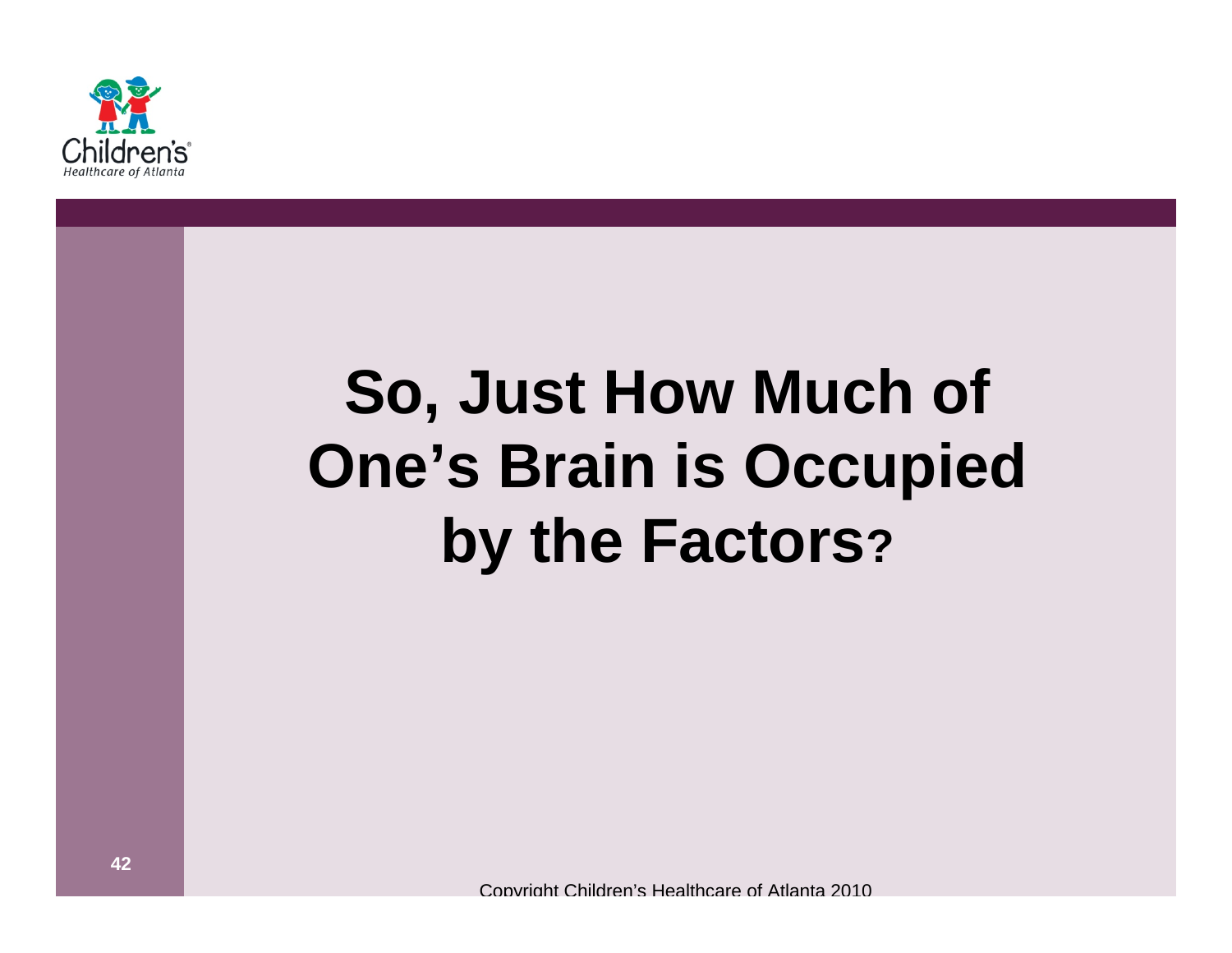# So, Just How Much of One's Brain is Occupied by the Factors?

Copyright Children's Healthcare of Atlanta 2010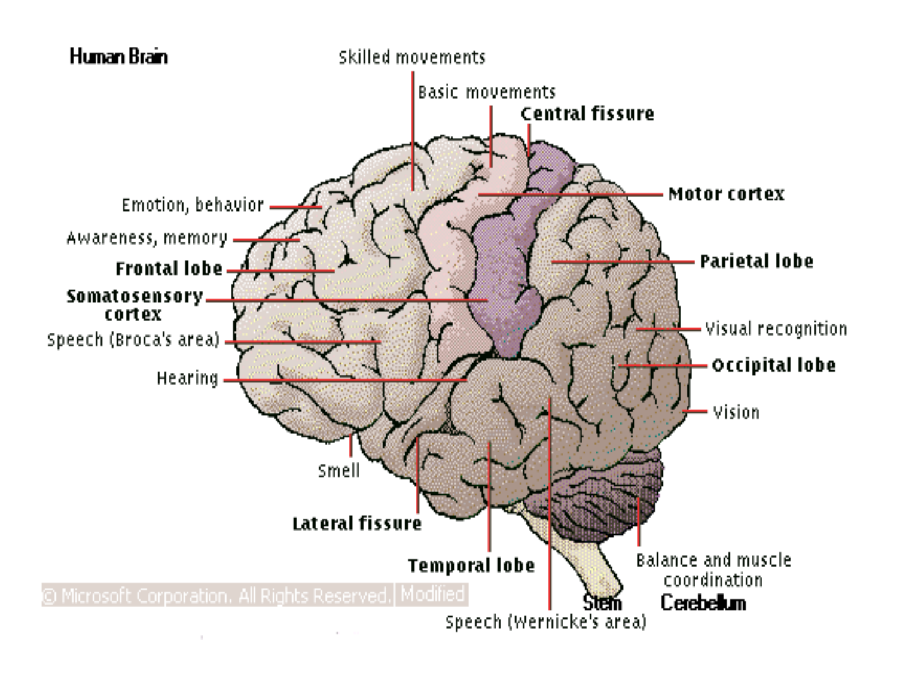**Human Brain**

- Skilled movements
- Basic movements
- Central fissure
- Motor cortex
- Emotion, behavior
- Awareness, memory
- Frontal lobe
- Somatosensory cortex
- Speech (Broca's area)
- Hearing
- Parietal lobe
- Visual recognition
- Occipital lobe
- Vision
- Smell
- Lateral fissure
- Temporal lobe
- Balance and muscle coordination
- Stem
- Cerebellum
- Speech (Wernicke's area)

© Microsoft Corporation. All Rights Reserved. | Modified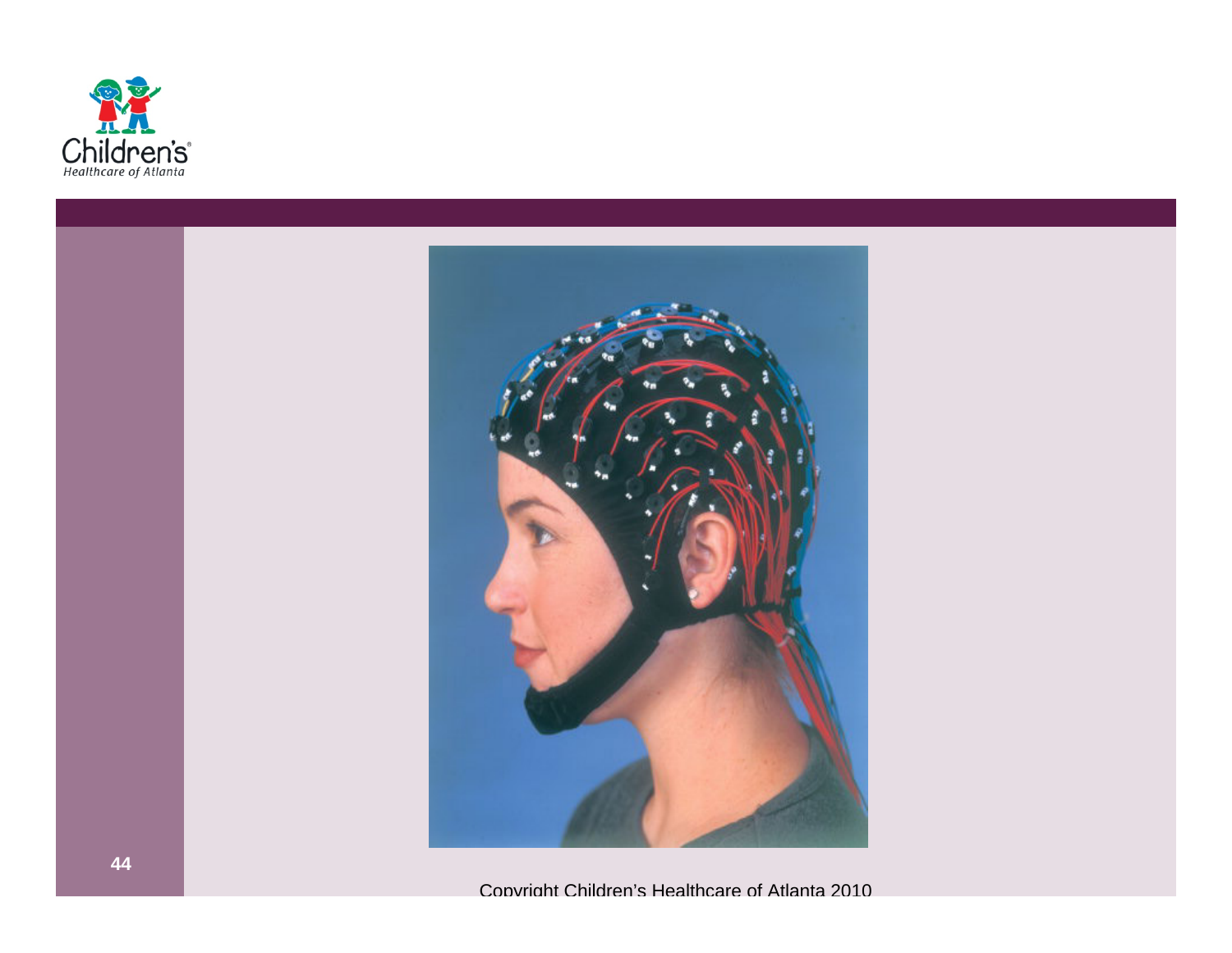Copyright Children's Healthcare of Atlanta 2010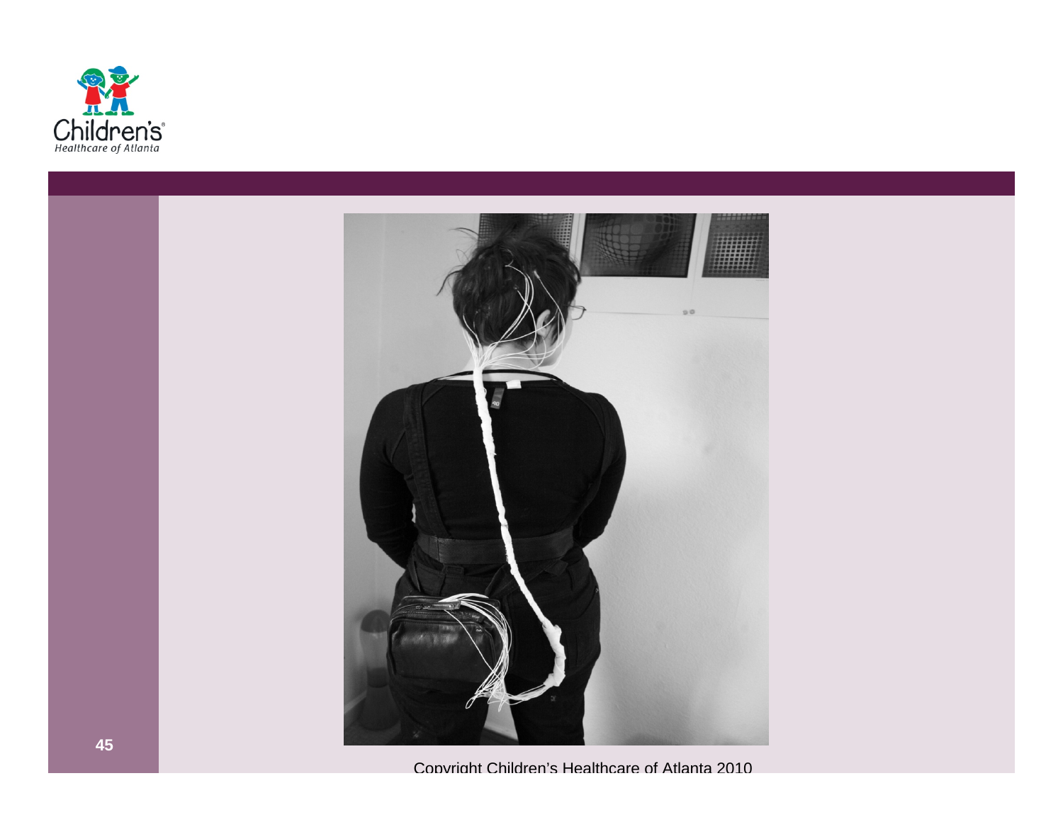Copyright Children's Healthcare of Atlanta 2010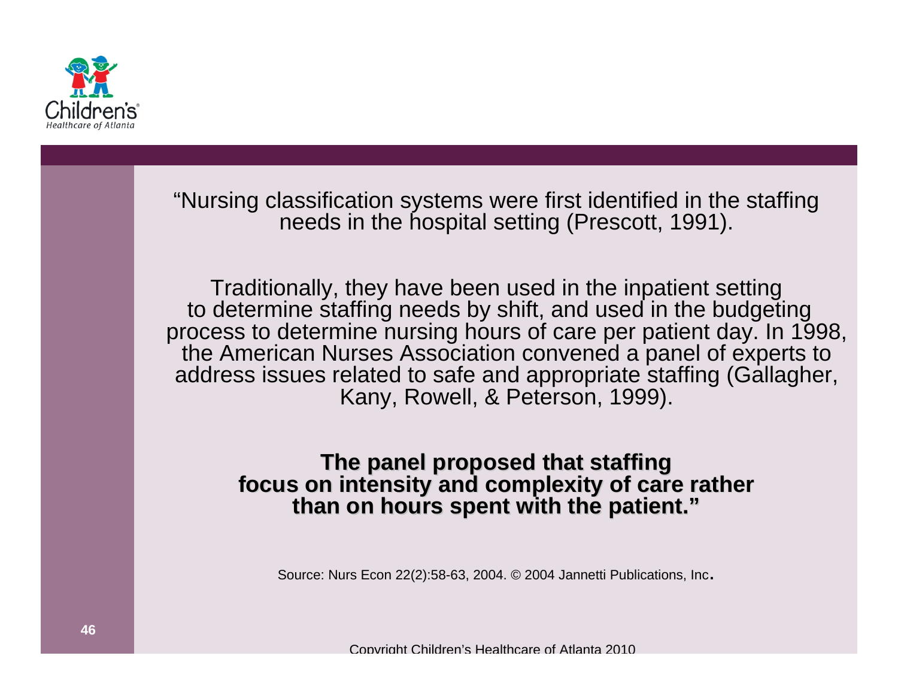"Nursing classification systems were first identified in the staffing needs in the hospital setting (Prescott, 1991).

Traditionally, they have been used in the inpatient setting to determine staffing needs by shift, and used in the budgeting process to determine nursing hours of care per patient day. In 1998, the American Nurses Association convened a panel of experts to address issues related to safe and appropriate staffing (Gallagher, Kany, Rowell, & Peterson, 1999).

**The panel proposed that staffing focus on intensity and complexity of care rather than on hours spent with the patient."**

Source: Nurs Econ 22(2):58-63, 2004. © 2004 Jannetti Publications, Inc.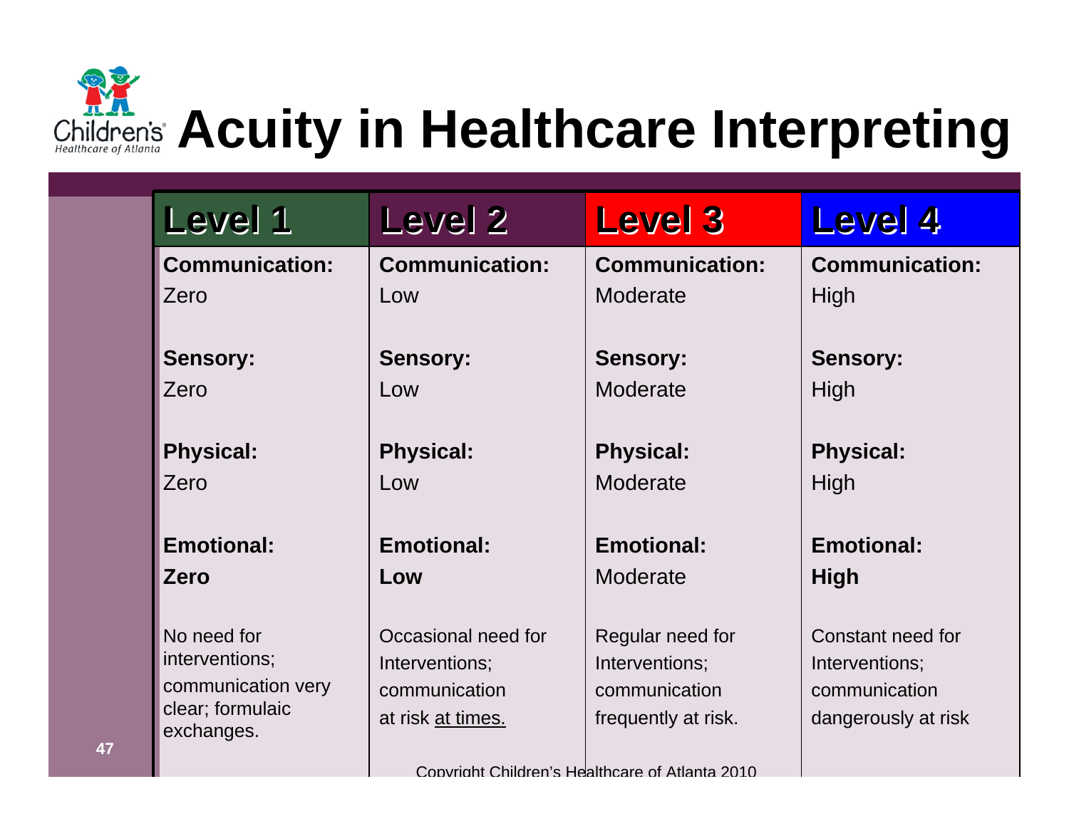# Acuity in Healthcare Interpreting

| Level 1 | Level 2 | Level 3 | Level 4 |
|---|---|---|---|
| **Communication:** Zero | **Communication:** Low | **Communication:** Moderate | **Communication:** High |
| **Sensory:** Zero | **Sensory:** Low | **Sensory:** Moderate | **Sensory:** High |
| **Physical:** Zero | **Physical:** Low | **Physical:** Moderate | **Physical:** High |
| **Emotional:** **Zero** | **Emotional:** **Low** | **Emotional:** Moderate | **Emotional:** **High** |
| No need for interventions; communication very clear; formulaic exchanges. | Occasional need for Interventions; communication at risk <u>at times.</u> | Regular need for Interventions; communication frequently at risk. | Constant need for Interventions; communication dangerously at risk |

Copyright Children's Healthcare of Atlanta 2010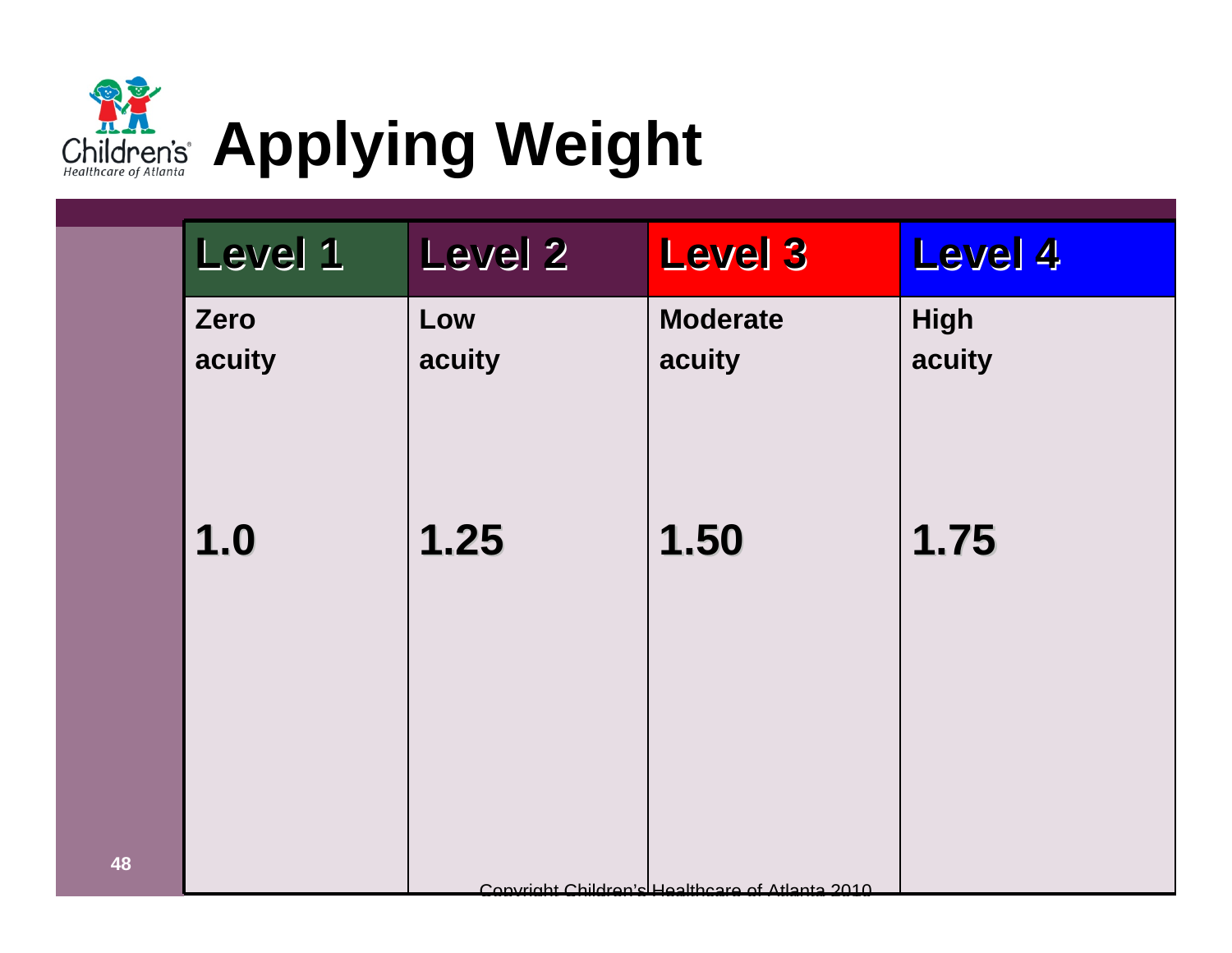# Applying Weight

| Level 1 | Level 2 | Level 3 | Level 4 |
|---|---|---|---|
| Zero acuity | Low acuity | Moderate acuity | High acuity |
| **1.0** | **1.25** | **1.50** | **1.75** |

Copyright Children's Healthcare of Atlanta 2010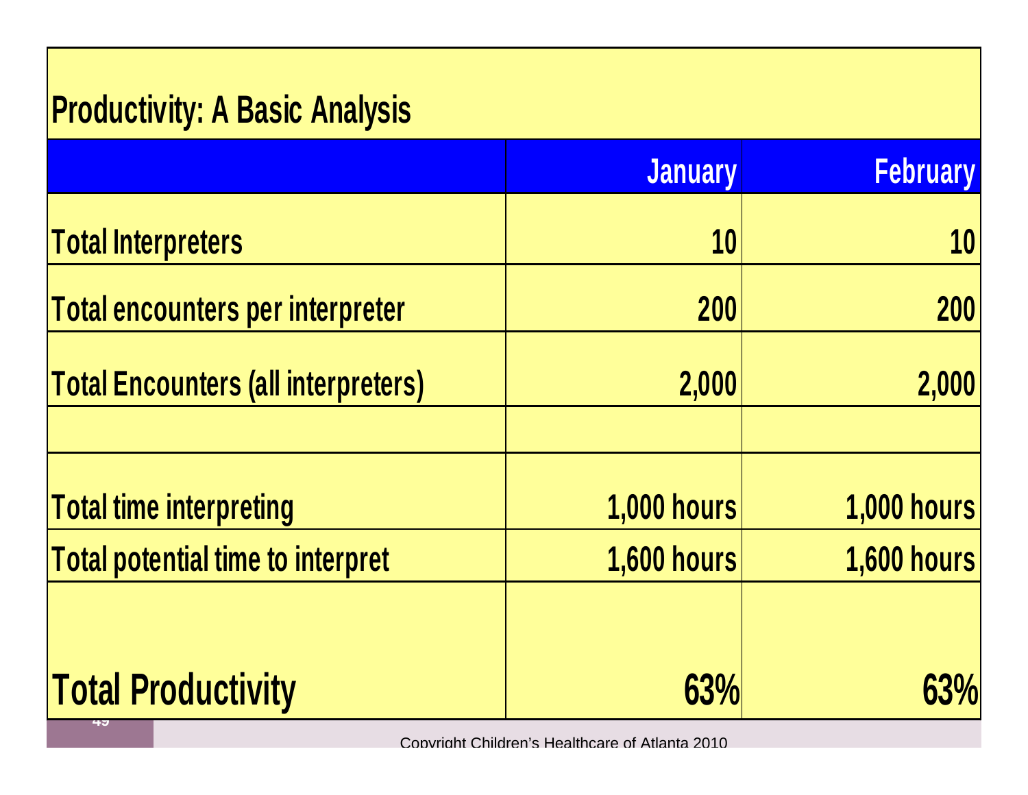## Productivity: A Basic Analysis

| | January | February |
|---|---|---|
| Total Interpreters | 10 | 10 |
| Total encounters per interpreter | 200 | 200 |
| Total Encounters (all interpreters) | 2,000 | 2,000 |
| | | |
| Total time interpreting | 1,000 hours | 1,000 hours |
| Total potential time to interpret | 1,600 hours | 1,600 hours |
| | | |
| **Total Productivity** | **63%** | **63%** |

Copyright Children's Healthcare of Atlanta 2010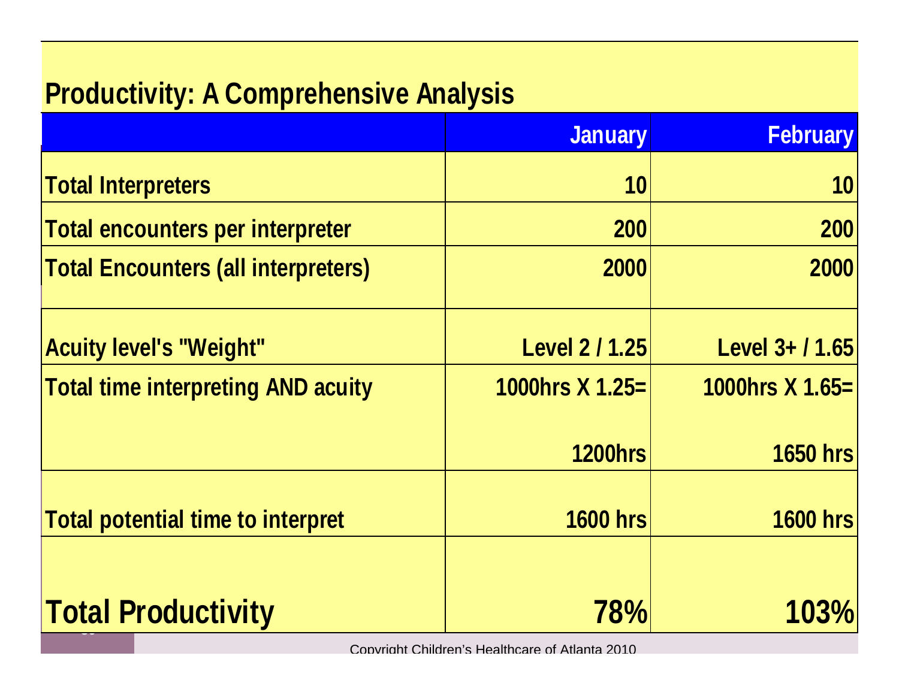## Productivity: A Comprehensive Analysis

| | January | February |
|---|---|---|
| Total Interpreters | 10 | 10 |
| Total encounters per interpreter | 200 | 200 |
| Total Encounters (all interpreters) | 2000 | 2000 |
| Acuity level's "Weight" | Level 2 / 1.25 | Level 3+ / 1.65 |
| Total time interpreting AND acuity | 1000hrs X 1.25= 1200hrs | 1000hrs X 1.65= 1650 hrs |
| Total potential time to interpret | 1600 hrs | 1600 hrs |
| **Total Productivity** | **78%** | **103%** |

Copyright Children's Healthcare of Atlanta 2010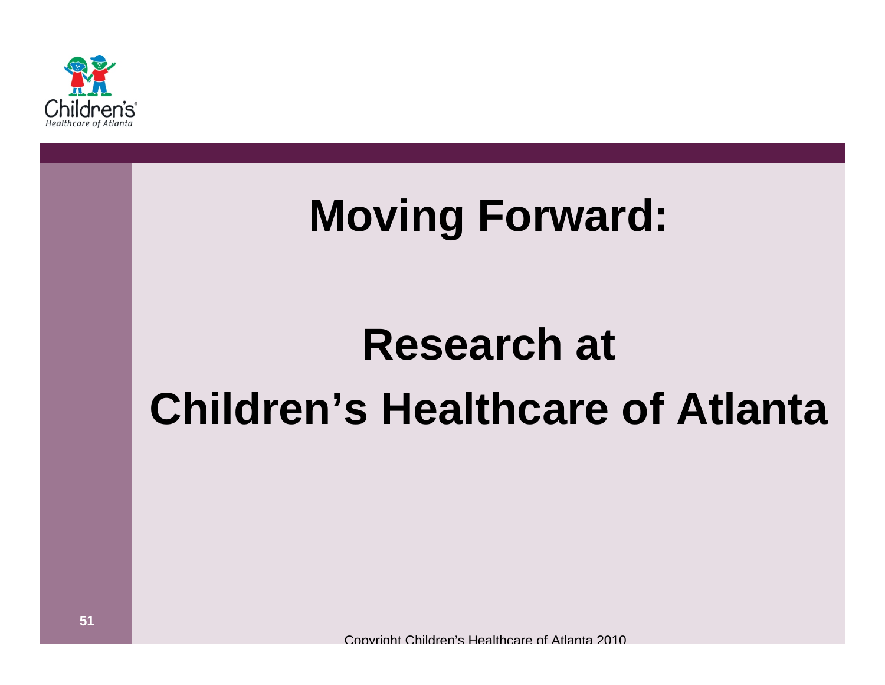# Moving Forward:

# Research at Children's Healthcare of Atlanta

Copyright Children's Healthcare of Atlanta 2010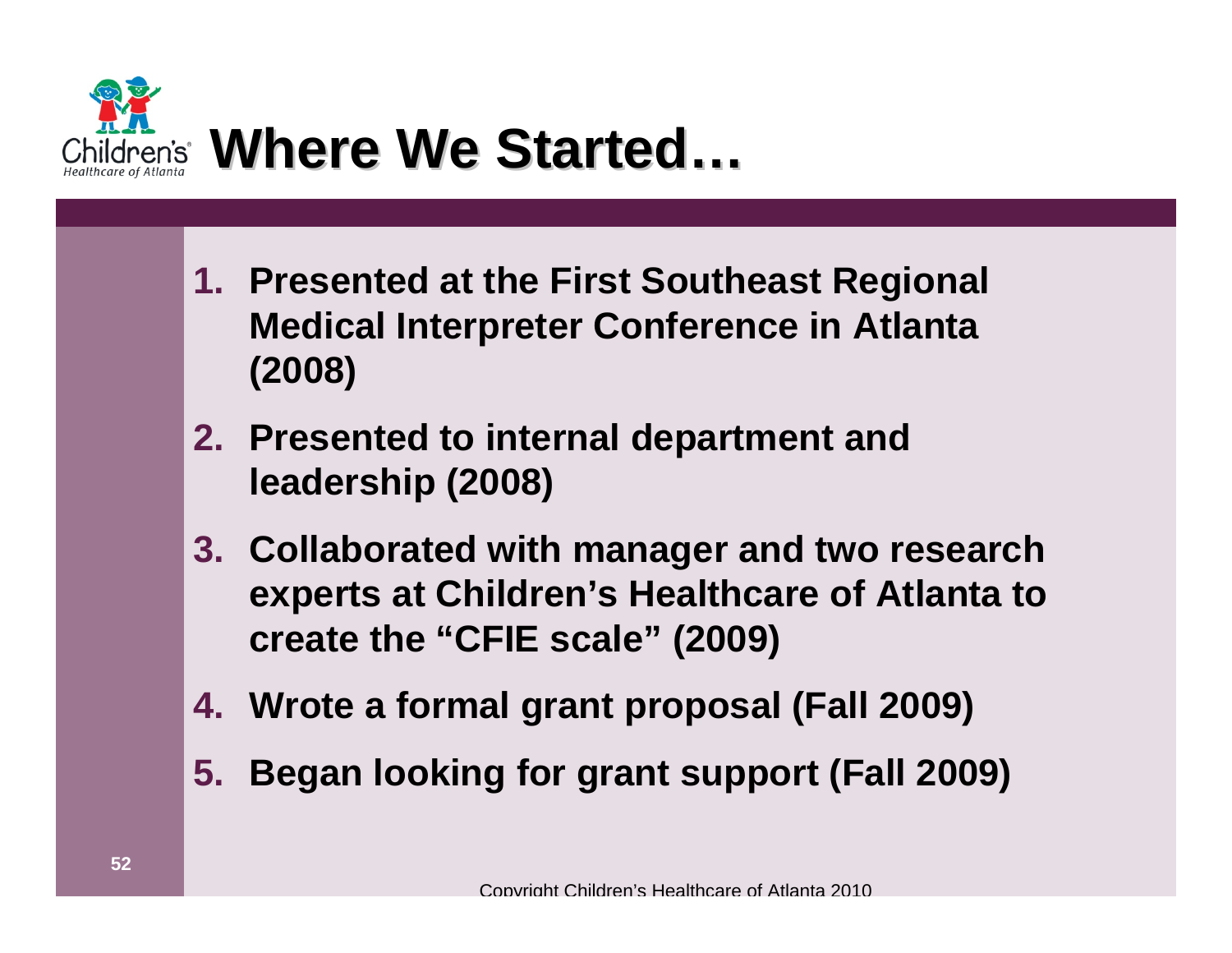# Where We Started…

1. **Presented at the First Southeast Regional Medical Interpreter Conference in Atlanta (2008)**
2. **Presented to internal department and leadership (2008)**
3. **Collaborated with manager and two research experts at Children's Healthcare of Atlanta to create the "CFIE scale" (2009)**
4. **Wrote a formal grant proposal (Fall 2009)**
5. **Began looking for grant support (Fall 2009)**

Copyright Children's Healthcare of Atlanta 2010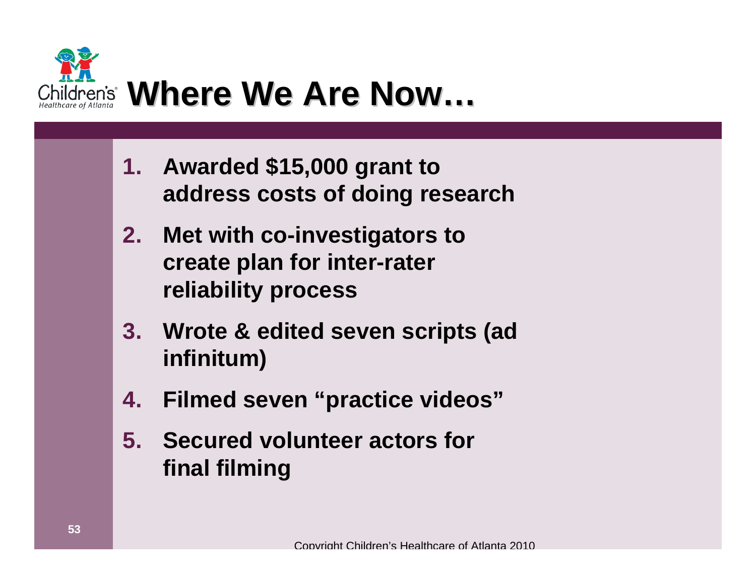# Where We Are Now…

1. **Awarded $15,000 grant to address costs of doing research**
2. **Met with co-investigators to create plan for inter-rater reliability process**
3. **Wrote & edited seven scripts (ad infinitum)**
4. **Filmed seven "practice videos"**
5. **Secured volunteer actors for final filming**

Copyright Children's Healthcare of Atlanta 2010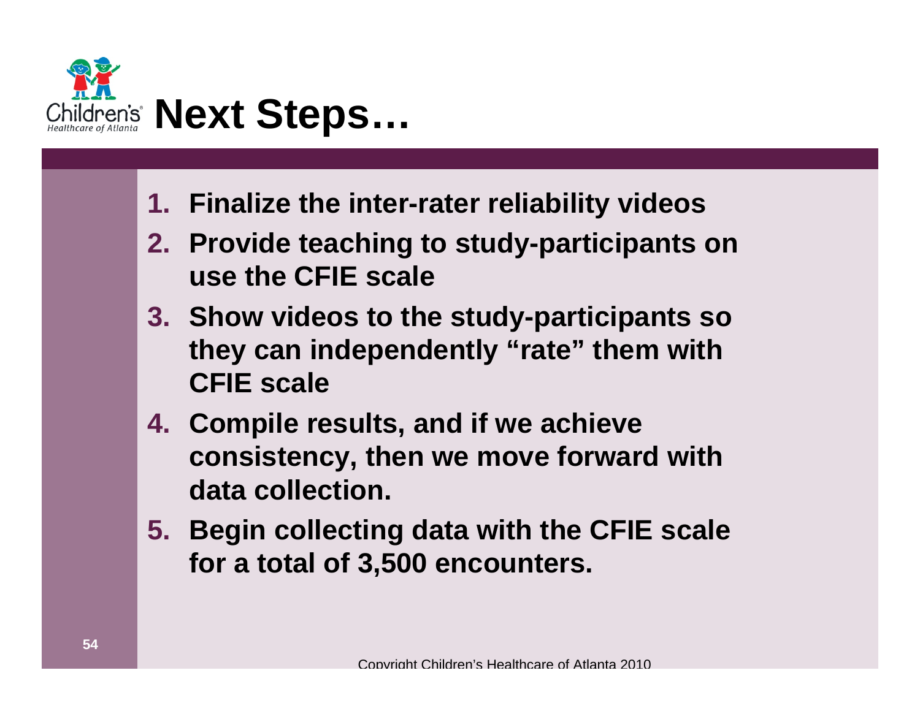# Next Steps…

1. Finalize the inter-rater reliability videos
2. Provide teaching to study-participants on use the CFIE scale
3. Show videos to the study-participants so they can independently "rate" them with CFIE scale
4. Compile results, and if we achieve consistency, then we move forward with data collection.
5. Begin collecting data with the CFIE scale for a total of 3,500 encounters.

Copyright Children's Healthcare of Atlanta 2010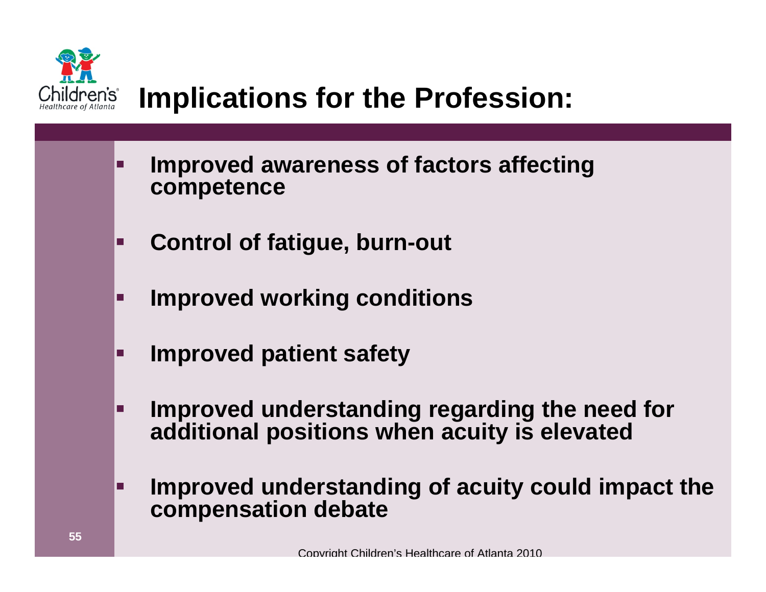# Implications for the Profession:

- **Improved awareness of factors affecting competence**
- **Control of fatigue, burn-out**
- **Improved working conditions**
- **Improved patient safety**
- **Improved understanding regarding the need for additional positions when acuity is elevated**
- **Improved understanding of acuity could impact the compensation debate**

Copyright Children's Healthcare of Atlanta 2010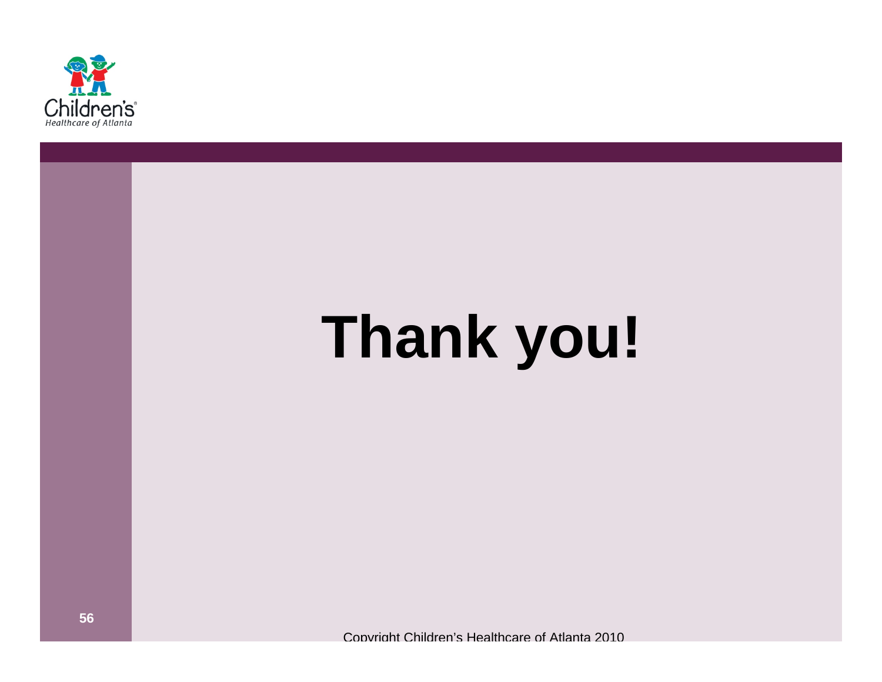# Thank you!

Copyright Children's Healthcare of Atlanta 2010